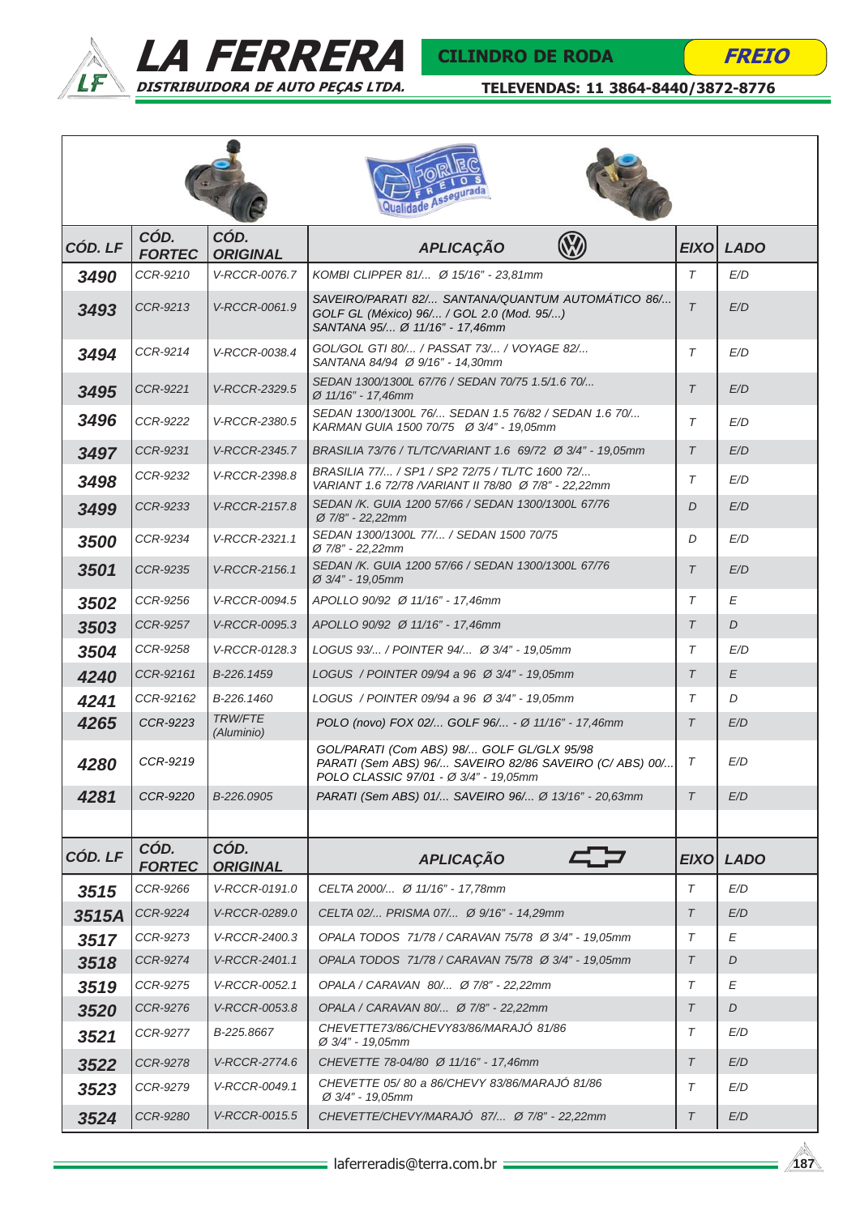# LA FERRERA

**DISTRIBUIDORA DE AUTO PEÇAS LTDA.**

**CILINDRO DE RODA** — **FREIO**

**TELEVENDAS: 11 3864-8440/3872-8776**

| CÓD. LF | CÓD. FORTEC | CÓD. ORIGINAL | APLICAÇÃO (VW) | EIXO | LADO |
|---|---|---|---|---|---|
| 3490 | CCR-9210 | V-RCCR-0076.7 | KOMBI CLIPPER 81/... Ø 15/16" - 23,81mm | T | E/D |
| 3493 | CCR-9213 | V-RCCR-0061.9 | SAVEIRO/PARATI 82/... SANTANA/QUANTUM AUTOMÁTICO 86/... GOLF GL (México) 96/... / GOL 2.0 (Mod. 95/...) SANTANA 95/... Ø 11/16" - 17,46mm | T | E/D |
| 3494 | CCR-9214 | V-RCCR-0038.4 | GOL/GOL GTI 80/... / PASSAT 73/... / VOYAGE 82/... SANTANA 84/94 Ø 9/16" - 14,30mm | T | E/D |
| 3495 | CCR-9221 | V-RCCR-2329.5 | SEDAN 1300/1300L 67/76 / SEDAN 70/75 1.5/1.6 70/... Ø 11/16" - 17,46mm | T | E/D |
| 3496 | CCR-9222 | V-RCCR-2380.5 | SEDAN 1300/1300L 76/... SEDAN 1.5 76/82 / SEDAN 1.6 70/... KARMAN GUIA 1500 70/75 Ø 3/4" - 19,05mm | T | E/D |
| 3497 | CCR-9231 | V-RCCR-2345.7 | BRASILIA 73/76 / TL/TC/VARIANT 1.6 69/72 Ø 3/4" - 19,05mm | T | E/D |
| 3498 | CCR-9232 | V-RCCR-2398.8 | BRASILIA 77/... / SP1 / SP2 72/75 / TL/TC 1600 72/... VARIANT 1.6 72/78 /VARIANT II 78/80 Ø 7/8" - 22,22mm | T | E/D |
| 3499 | CCR-9233 | V-RCCR-2157.8 | SEDAN /K. GUIA 1200 57/66 / SEDAN 1300/1300L 67/76 Ø 7/8" - 22,22mm | D | E/D |
| 3500 | CCR-9234 | V-RCCR-2321.1 | SEDAN 1300/1300L 77/... / SEDAN 1500 70/75 Ø 7/8" - 22,22mm | D | E/D |
| 3501 | CCR-9235 | V-RCCR-2156.1 | SEDAN /K. GUIA 1200 57/66 / SEDAN 1300/1300L 67/76 Ø 3/4" - 19,05mm | T | E/D |
| 3502 | CCR-9256 | V-RCCR-0094.5 | APOLLO 90/92 Ø 11/16" - 17,46mm | T | E |
| 3503 | CCR-9257 | V-RCCR-0095.3 | APOLLO 90/92 Ø 11/16" - 17,46mm | T | D |
| 3504 | CCR-9258 | V-RCCR-0128.3 | LOGUS 93/... / POINTER 94/... Ø 3/4" - 19,05mm | T | E/D |
| 4240 | CCR-92161 | B-226.1459 | LOGUS / POINTER 09/94 a 96 Ø 3/4" - 19,05mm | T | E |
| 4241 | CCR-92162 | B-226.1460 | LOGUS / POINTER 09/94 a 96 Ø 3/4" - 19,05mm | T | D |
| 4265 | CCR-9223 | TRW/FTE (Aluminio) | POLO (novo) FOX 02/... GOLF 96/... - Ø 11/16" - 17,46mm | T | E/D |
| 4280 | CCR-9219 | | GOL/PARATI (Com ABS) 98/... GOLF GL/GLX 95/98 PARATI (Sem ABS) 96/... SAVEIRO 82/86 SAVEIRO (C/ ABS) 00/... POLO CLASSIC 97/01 - Ø 3/4" - 19,05mm | T | E/D |
| 4281 | CCR-9220 | B-226.0905 | PARATI (Sem ABS) 01/... SAVEIRO 96/... Ø 13/16" - 20,63mm | T | E/D |

| CÓD. LF | CÓD. FORTEC | CÓD. ORIGINAL | APLICAÇÃO (Chevrolet) | EIXO | LADO |
|---|---|---|---|---|---|
| 3515 | CCR-9266 | V-RCCR-0191.0 | CELTA 2000/... Ø 11/16" - 17,78mm | T | E/D |
| 3515A | CCR-9224 | V-RCCR-0289.0 | CELTA 02/... PRISMA 07/... Ø 9/16" - 14,29mm | T | E/D |
| 3517 | CCR-9273 | V-RCCR-2400.3 | OPALA TODOS 71/78 / CARAVAN 75/78 Ø 3/4" - 19,05mm | T | E |
| 3518 | CCR-9274 | V-RCCR-2401.1 | OPALA TODOS 71/78 / CARAVAN 75/78 Ø 3/4" - 19,05mm | T | D |
| 3519 | CCR-9275 | V-RCCR-0052.1 | OPALA / CARAVAN 80/... Ø 7/8" - 22,22mm | T | E |
| 3520 | CCR-9276 | V-RCCR-0053.8 | OPALA / CARAVAN 80/... Ø 7/8" - 22,22mm | T | D |
| 3521 | CCR-9277 | B-225.8667 | CHEVETTE73/86/CHEVY83/86/MARAJÓ 81/86 Ø 3/4" - 19,05mm | T | E/D |
| 3522 | CCR-9278 | V-RCCR-2774.6 | CHEVETTE 78-04/80 Ø 11/16" - 17,46mm | T | E/D |
| 3523 | CCR-9279 | V-RCCR-0049.1 | CHEVETTE 05/ 80 a 86/CHEVY 83/86/MARAJÓ 81/86 Ø 3/4" - 19,05mm | T | E/D |
| 3524 | CCR-9280 | V-RCCR-0015.5 | CHEVETTE/CHEVY/MARAJÓ 87/... Ø 7/8" - 22,22mm | T | E/D |

laferreradis@terra.com.br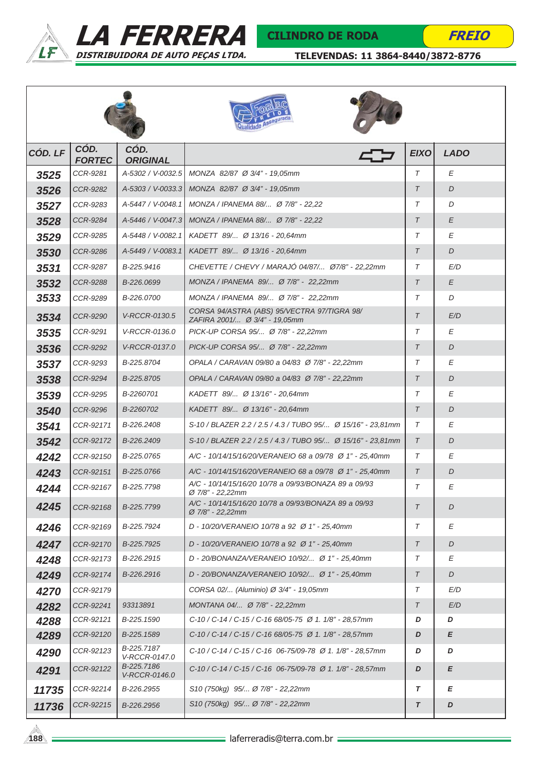# LA FERRERA
**DISTRIBUIDORA DE AUTO PEÇAS LTDA.**

## CILINDRO DE RODA — FREIO

**TELEVENDAS: 11 3864-8440/3872-8776**

| CÓD. LF | CÓD. FORTEC | CÓD. ORIGINAL | | EIXO | LADO |
|---|---|---|---|---|---|
| 3525 | CCR-9281 | A-5302 / V-0032.5 | MONZA 82/87 Ø 3/4" - 19,05mm | T | E |
| 3526 | CCR-9282 | A-5303 / V-0033.3 | MONZA 82/87 Ø 3/4" - 19,05mm | T | D |
| 3527 | CCR-9283 | A-5447 / V-0048.1 | MONZA / IPANEMA 88/... Ø 7/8" - 22,22 | T | D |
| 3528 | CCR-9284 | A-5446 / V-0047.3 | MONZA / IPANEMA 88/... Ø 7/8" - 22,22 | T | E |
| 3529 | CCR-9285 | A-5448 / V-0082.1 | KADETT 89/... Ø 13/16 - 20,64mm | T | E |
| 3530 | CCR-9286 | A-5449 / V-0083.1 | KADETT 89/... Ø 13/16 - 20,64mm | T | D |
| 3531 | CCR-9287 | B-225.9416 | CHEVETTE / CHEVY / MARAJÓ 04/87/... Ø7/8" - 22,22mm | T | E/D |
| 3532 | CCR-9288 | B-226.0699 | MONZA / IPANEMA 89/... Ø 7/8" - 22,22mm | T | E |
| 3533 | CCR-9289 | B-226.0700 | MONZA / IPANEMA 89/... Ø 7/8" - 22,22mm | T | D |
| 3534 | CCR-9290 | V-RCCR-0130.5 | CORSA 94/ASTRA (ABS) 95/VECTRA 97/TIGRA 98/ ZAFIRA 2001/... Ø 3/4" - 19,05mm | T | E/D |
| 3535 | CCR-9291 | V-RCCR-0136.0 | PICK-UP CORSA 95/... Ø 7/8" - 22,22mm | T | E |
| 3536 | CCR-9292 | V-RCCR-0137.0 | PICK-UP CORSA 95/... Ø 7/8" - 22,22mm | T | D |
| 3537 | CCR-9293 | B-225.8704 | OPALA / CARAVAN 09/80 a 04/83 Ø 7/8" - 22,22mm | T | E |
| 3538 | CCR-9294 | B-225.8705 | OPALA / CARAVAN 09/80 a 04/83 Ø 7/8" - 22,22mm | T | D |
| 3539 | CCR-9295 | B-2260701 | KADETT 89/... Ø 13/16" - 20,64mm | T | E |
| 3540 | CCR-9296 | B-2260702 | KADETT 89/... Ø 13/16" - 20,64mm | T | D |
| 3541 | CCR-92171 | B-226.2408 | S-10 / BLAZER 2.2 / 2.5 / 4.3 / TUBO 95/... Ø 15/16" - 23,81mm | T | E |
| 3542 | CCR-92172 | B-226.2409 | S-10 / BLAZER 2.2 / 2.5 / 4.3 / TUBO 95/... Ø 15/16" - 23,81mm | T | D |
| 4242 | CCR-92150 | B-225.0765 | A/C - 10/14/15/16/20/VERANEIO 68 a 09/78 Ø 1" - 25,40mm | T | E |
| 4243 | CCR-92151 | B-225.0766 | A/C - 10/14/15/16/20/VERANEIO 68 a 09/78 Ø 1" - 25,40mm | T | D |
| 4244 | CCR-92167 | B-225.7798 | A/C - 10/14/15/16/20 10/78 a 09/93/BONAZA 89 a 09/93 Ø 7/8" - 22,22mm | T | E |
| 4245 | CCR-92168 | B-225.7799 | A/C - 10/14/15/16/20 10/78 a 09/93/BONAZA 89 a 09/93 Ø 7/8" - 22,22mm | T | D |
| 4246 | CCR-92169 | B-225.7924 | D - 10/20/VERANEIO 10/78 a 92 Ø 1" - 25,40mm | T | E |
| 4247 | CCR-92170 | B-225.7925 | D - 10/20/VERANEIO 10/78 a 92 Ø 1" - 25,40mm | T | D |
| 4248 | CCR-92173 | B-226.2915 | D - 20/BONANZA/VERANEIO 10/92/... Ø 1" - 25,40mm | T | E |
| 4249 | CCR-92174 | B-226.2916 | D - 20/BONANZA/VERANEIO 10/92/... Ø 1" - 25,40mm | T | D |
| 4270 | CCR-92179 | | CORSA 02/... (Aluminio) Ø 3/4" - 19,05mm | T | E/D |
| 4282 | CCR-92241 | 93313891 | MONTANA 04/... Ø 7/8" - 22,22mm | T | E/D |
| 4288 | CCR-92121 | B-225.1590 | C-10 / C-14 / C-15 / C-16 68/05-75 Ø 1. 1/8" - 28,57mm | D | D |
| 4289 | CCR-92120 | B-225.1589 | C-10 / C-14 / C-15 / C-16 68/05-75 Ø 1. 1/8" - 28,57mm | D | E |
| 4290 | CCR-92123 | B-225.7187 V-RCCR-0147.0 | C-10 / C-14 / C-15 / C-16 06-75/09-78 Ø 1. 1/8" - 28,57mm | D | D |
| 4291 | CCR-92122 | B-225.7186 V-RCCR-0146.0 | C-10 / C-14 / C-15 / C-16 06-75/09-78 Ø 1. 1/8" - 28,57mm | D | E |
| 11735 | CCR-92214 | B-226.2955 | S10 (750kg) 95/... Ø 7/8" - 22,22mm | T | E |
| 11736 | CCR-92215 | B-226.2956 | S10 (750kg) 95/... Ø 7/8" - 22,22mm | T | D |

laferreradis@terra.com.br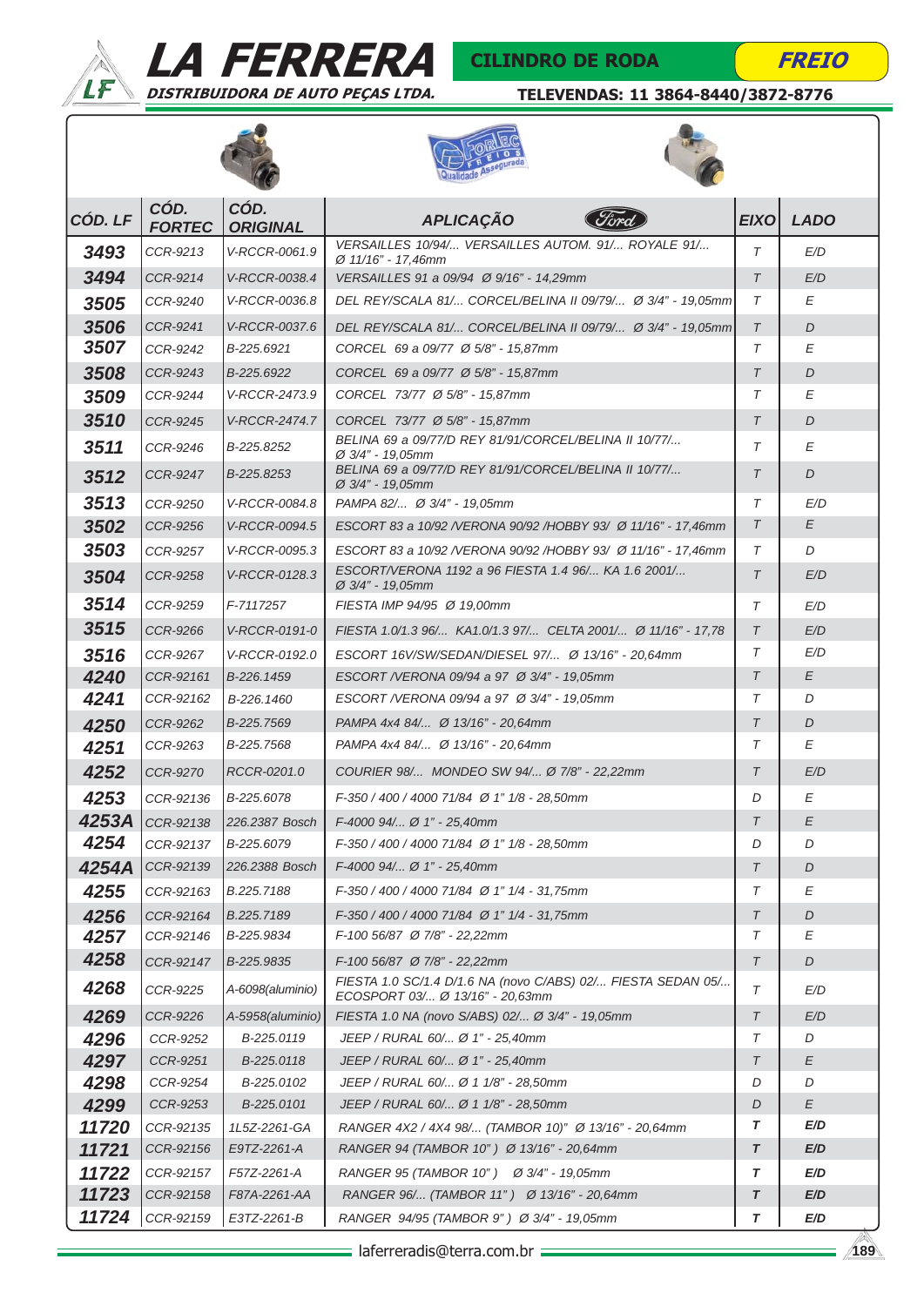# LA FERRERA

**DISTRIBUIDORA DE AUTO PEÇAS LTDA.**

**CILINDRO DE RODA** — **FREIO**

**TELEVENDAS: 11 3864-8440/3872-8776**

| CÓD. LF | CÓD. FORTEC | CÓD. ORIGINAL | APLICAÇÃO Ford | EIXO | LADO |
|---|---|---|---|---|---|
| 3493 | CCR-9213 | V-RCCR-0061.9 | VERSAILLES 10/94/... VERSAILLES AUTOM. 91/... ROYALE 91/... Ø 11/16" - 17,46mm | T | E/D |
| 3494 | CCR-9214 | V-RCCR-0038.4 | VERSAILLES 91 a 09/94 Ø 9/16" - 14,29mm | T | E/D |
| 3505 | CCR-9240 | V-RCCR-0036.8 | DEL REY/SCALA 81/... CORCEL/BELINA II 09/79/... Ø 3/4" - 19,05mm | T | E |
| 3506 | CCR-9241 | V-RCCR-0037.6 | DEL REY/SCALA 81/... CORCEL/BELINA II 09/79/... Ø 3/4" - 19,05mm | T | D |
| 3507 | CCR-9242 | B-225.6921 | CORCEL 69 a 09/77 Ø 5/8" - 15,87mm | T | E |
| 3508 | CCR-9243 | B-225.6922 | CORCEL 69 a 09/77 Ø 5/8" - 15,87mm | T | D |
| 3509 | CCR-9244 | V-RCCR-2473.9 | CORCEL 73/77 Ø 5/8" - 15,87mm | T | E |
| 3510 | CCR-9245 | V-RCCR-2474.7 | CORCEL 73/77 Ø 5/8" - 15,87mm | T | D |
| 3511 | CCR-9246 | B-225.8252 | BELINA 69 a 09/77/D REY 81/91/CORCEL/BELINA II 10/77/... Ø 3/4" - 19,05mm | T | E |
| 3512 | CCR-9247 | B-225.8253 | BELINA 69 a 09/77/D REY 81/91/CORCEL/BELINA II 10/77/... Ø 3/4" - 19,05mm | T | D |
| 3513 | CCR-9250 | V-RCCR-0084.8 | PAMPA 82/... Ø 3/4" - 19,05mm | T | E/D |
| 3502 | CCR-9256 | V-RCCR-0094.5 | ESCORT 83 a 10/92 /VERONA 90/92 /HOBBY 93/ Ø 11/16" - 17,46mm | T | E |
| 3503 | CCR-9257 | V-RCCR-0095.3 | ESCORT 83 a 10/92 /VERONA 90/92 /HOBBY 93/ Ø 11/16" - 17,46mm | T | D |
| 3504 | CCR-9258 | V-RCCR-0128.3 | ESCORT/VERONA 1192 a 96 FIESTA 1.4 96/... KA 1.6 2001/... Ø 3/4" - 19,05mm | T | E/D |
| 3514 | CCR-9259 | F-7117257 | FIESTA IMP 94/95 Ø 19,00mm | T | E/D |
| 3515 | CCR-9266 | V-RCCR-0191-0 | FIESTA 1.0/1.3 96/... KA1.0/1.3 97/... CELTA 2001/... Ø 11/16" - 17,78 | T | E/D |
| 3516 | CCR-9267 | V-RCCR-0192.0 | ESCORT 16V/SW/SEDAN/DIESEL 97/... Ø 13/16" - 20,64mm | T | E/D |
| 4240 | CCR-92161 | B-226.1459 | ESCORT /VERONA 09/94 a 97 Ø 3/4" - 19,05mm | T | E |
| 4241 | CCR-92162 | B-226.1460 | ESCORT /VERONA 09/94 a 97 Ø 3/4" - 19,05mm | T | D |
| 4250 | CCR-9262 | B-225.7569 | PAMPA 4x4 84/... Ø 13/16" - 20,64mm | T | D |
| 4251 | CCR-9263 | B-225.7568 | PAMPA 4x4 84/... Ø 13/16" - 20,64mm | T | E |
| 4252 | CCR-9270 | RCCR-0201.0 | COURIER 98/... MONDEO SW 94/... Ø 7/8" - 22,22mm | T | E/D |
| 4253 | CCR-92136 | B-225.6078 | F-350 / 400 / 4000 71/84 Ø 1" 1/8 - 28,50mm | D | E |
| 4253A | CCR-92138 | 226.2387 Bosch | F-4000 94/... Ø 1" - 25,40mm | T | E |
| 4254 | CCR-92137 | B-225.6079 | F-350 / 400 / 4000 71/84 Ø 1" 1/8 - 28,50mm | D | D |
| 4254A | CCR-92139 | 226.2388 Bosch | F-4000 94/... Ø 1" - 25,40mm | T | D |
| 4255 | CCR-92163 | B.225.7188 | F-350 / 400 / 4000 71/84 Ø 1" 1/4 - 31,75mm | T | E |
| 4256 | CCR-92164 | B.225.7189 | F-350 / 400 / 4000 71/84 Ø 1" 1/4 - 31,75mm | T | D |
| 4257 | CCR-92146 | B-225.9834 | F-100 56/87 Ø 7/8" - 22,22mm | T | E |
| 4258 | CCR-92147 | B-225.9835 | F-100 56/87 Ø 7/8" - 22,22mm | T | D |
| 4268 | CCR-9225 | A-6098(aluminio) | FIESTA 1.0 SC/1.4 D/1.6 NA (novo C/ABS) 02/... FIESTA SEDAN 05/... ECOSPORT 03/... Ø 13/16" - 20,63mm | T | E/D |
| 4269 | CCR-9226 | A-5958(aluminio) | FIESTA 1.0 NA (novo S/ABS) 02/... Ø 3/4" - 19,05mm | T | E/D |
| 4296 | CCR-9252 | B-225.0119 | JEEP / RURAL 60/... Ø 1" - 25,40mm | T | D |
| 4297 | CCR-9251 | B-225.0118 | JEEP / RURAL 60/... Ø 1" - 25,40mm | T | E |
| 4298 | CCR-9254 | B-225.0102 | JEEP / RURAL 60/... Ø 1 1/8" - 28,50mm | D | D |
| 4299 | CCR-9253 | B-225.0101 | JEEP / RURAL 60/... Ø 1 1/8" - 28,50mm | D | E |
| 11720 | CCR-92135 | 1L5Z-2261-GA | RANGER 4X2 / 4X4 98/... (TAMBOR 10)" Ø 13/16" - 20,64mm | T | E/D |
| 11721 | CCR-92156 | E9TZ-2261-A | RANGER 94 (TAMBOR 10") Ø 13/16" - 20,64mm | T | E/D |
| 11722 | CCR-92157 | F57Z-2261-A | RANGER 95 (TAMBOR 10") Ø 3/4" - 19,05mm | T | E/D |
| 11723 | CCR-92158 | F87A-2261-AA | RANGER 96/... (TAMBOR 11") Ø 13/16" - 20,64mm | T | E/D |
| 11724 | CCR-92159 | E3TZ-2261-B | RANGER 94/95 (TAMBOR 9") Ø 3/4" - 19,05mm | T | E/D |

laferreradis@terra.com.br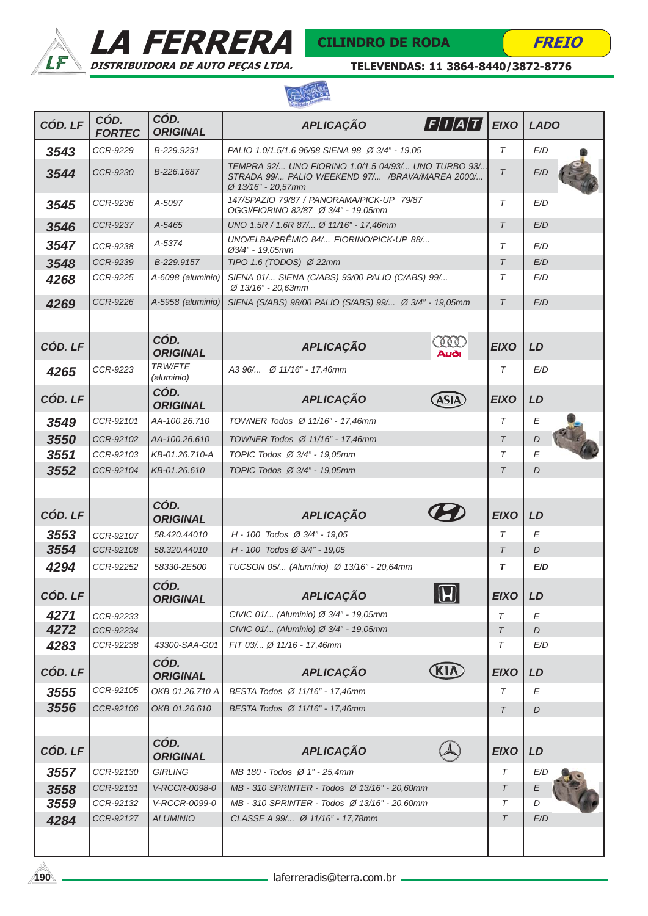# LA FERRERA

DISTRIBUIDORA DE AUTO PEÇAS LTDA.

**CILINDRO DE RODA** — **FREIO**

TELEVENDAS: 11 3864-8440/3872-8776

| CÓD. LF | CÓD. FORTEC | CÓD. ORIGINAL | APLICAÇÃO FIAT | EIXO | LADO |
|---|---|---|---|---|---|
| 3543 | CCR-9229 | B-229.9291 | PALIO 1.0/1.5/1.6 96/98 SIENA 98 Ø 3/4" - 19,05 | T | E/D |
| 3544 | CCR-9230 | B-226.1687 | TEMPRA 92/... UNO FIORINO 1.0/1.5 04/93/... UNO TURBO 93/... STRADA 99/... PALIO WEEKEND 97/... /BRAVA/MAREA 2000/... Ø 13/16" - 20,57mm | T | E/D |
| 3545 | CCR-9236 | A-5097 | 147/SPAZIO 79/87 / PANORAMA/PICK-UP 79/87 OGGI/FIORINO 82/87 Ø 3/4" - 19,05mm | T | E/D |
| 3546 | CCR-9237 | A-5465 | UNO 1.5R / 1.6R 87/... Ø 11/16" - 17,46mm | T | E/D |
| 3547 | CCR-9238 | A-5374 | UNO/ELBA/PRÊMIO 84/... FIORINO/PICK-UP 88/... Ø3/4" - 19,05mm | T | E/D |
| 3548 | CCR-9239 | B-229.9157 | TIPO 1.6 (TODOS) Ø 22mm | T | E/D |
| 4268 | CCR-9225 | A-6098 (aluminio) | SIENA 01/... SIENA (C/ABS) 99/00 PALIO (C/ABS) 99/... Ø 13/16" - 20,63mm | T | E/D |
| 4269 | CCR-9226 | A-5958 (aluminio) | SIENA (S/ABS) 98/00 PALIO (S/ABS) 99/... Ø 3/4" - 19,05mm | T | E/D |

| CÓD. LF | | CÓD. ORIGINAL | APLICAÇÃO AUDI | EIXO | LD |
|---|---|---|---|---|---|
| 4265 | CCR-9223 | TRW/FTE (aluminio) | A3 96/... Ø 11/16" - 17,46mm | T | E/D |

| CÓD. LF | | CÓD. ORIGINAL | APLICAÇÃO ASIA | EIXO | LD |
|---|---|---|---|---|---|
| 3549 | CCR-92101 | AA-100.26.710 | TOWNER Todos Ø 11/16" - 17,46mm | T | E |
| 3550 | CCR-92102 | AA-100.26.610 | TOWNER Todos Ø 11/16" - 17,46mm | T | D |
| 3551 | CCR-92103 | KB-01.26.710-A | TOPIC Todos Ø 3/4" - 19,05mm | T | E |
| 3552 | CCR-92104 | KB-01.26.610 | TOPIC Todos Ø 3/4" - 19,05mm | T | D |

| CÓD. LF | | CÓD. ORIGINAL | APLICAÇÃO HYUNDAI | EIXO | LD |
|---|---|---|---|---|---|
| 3553 | CCR-92107 | 58.420.44010 | H - 100 Todos Ø 3/4" - 19,05 | T | E |
| 3554 | CCR-92108 | 58.320.44010 | H - 100 Todos Ø 3/4" - 19,05 | T | D |
| 4294 | CCR-92252 | 58330-2E500 | TUCSON 05/... (Alumínio) Ø 13/16" - 20,64mm | T | E/D |

| CÓD. LF | | CÓD. ORIGINAL | APLICAÇÃO HONDA | EIXO | LD |
|---|---|---|---|---|---|
| 4271 | CCR-92233 | | CIVIC 01/... (Aluminio) Ø 3/4" - 19,05mm | T | E |
| 4272 | CCR-92234 | | CIVIC 01/... (Aluminio) Ø 3/4" - 19,05mm | T | D |
| 4283 | CCR-92238 | 43300-SAA-G01 | FIT 03/... Ø 11/16 - 17,46mm | T | E/D |

| CÓD. LF | | CÓD. ORIGINAL | APLICAÇÃO KIA | EIXO | LD |
|---|---|---|---|---|---|
| 3555 | CCR-92105 | OKB 01.26.710 A | BESTA Todos Ø 11/16" - 17,46mm | T | E |
| 3556 | CCR-92106 | OKB 01.26.610 | BESTA Todos Ø 11/16" - 17,46mm | T | D |

| CÓD. LF | | CÓD. ORIGINAL | APLICAÇÃO MERCEDES-BENZ | EIXO | LD |
|---|---|---|---|---|---|
| 3557 | CCR-92130 | GIRLING | MB 180 - Todos Ø 1" - 25,4mm | T | E/D |
| 3558 | CCR-92131 | V-RCCR-0098-0 | MB - 310 SPRINTER - Todos Ø 13/16" - 20,60mm | T | E |
| 3559 | CCR-92132 | V-RCCR-0099-0 | MB - 310 SPRINTER - Todos Ø 13/16" - 20,60mm | T | D |
| 4284 | CCR-92127 | ALUMINIO | CLASSE A 99/... Ø 11/16" - 17,78mm | T | E/D |

laferreradis@terra.com.br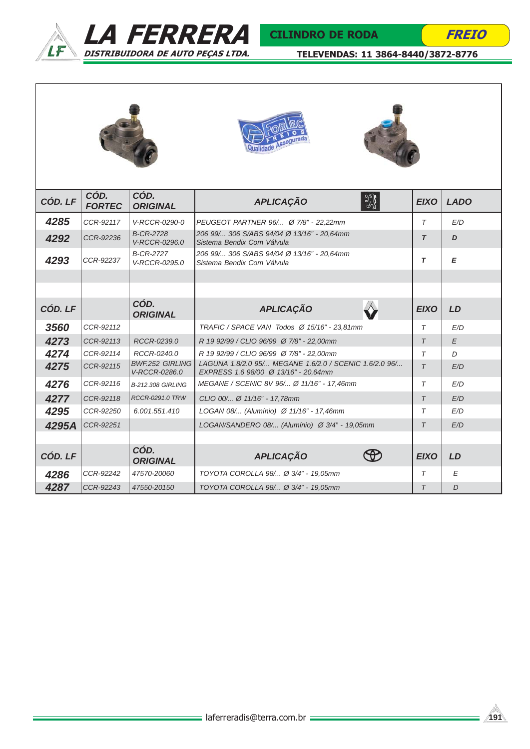# LA FERRERA

DISTRIBUIDORA DE AUTO PEÇAS LTDA.

CILINDRO DE RODA — FREIO

TELEVENDAS: 11 3864-8440/3872-8776

FORTEC FREIOS Qualidade Assegurada

| CÓD. LF | CÓD. FORTEC | CÓD. ORIGINAL | APLICAÇÃO | EIXO | LADO |
|---|---|---|---|---|---|
| 4285 | CCR-92117 | V-RCCR-0290-0 | PEUGEOT PARTNER 96/... Ø 7/8" - 22,22mm | T | E/D |
| 4292 | CCR-92236 | B-CR-2728 V-RCCR-0296.0 | 206 99/... 306 S/ABS 94/04 Ø 13/16" - 20,64mm Sistema Bendix Com Válvula | T | D |
| 4293 | CCR-92237 | B-CR-2727 V-RCCR-0295.0 | 206 99/... 306 S/ABS 94/04 Ø 13/16" - 20,64mm Sistema Bendix Com Válvula | T | E |
| | | | | | |
| | | | | | |
| **CÓD. LF** | | **CÓD. ORIGINAL** | **APLICAÇÃO** | **EIXO** | **LD** |
| 3560 | CCR-92112 | | TRAFIC / SPACE VAN Todos Ø 15/16" - 23,81mm | T | E/D |
| 4273 | CCR-92113 | RCCR-0239.0 | R 19 92/99 / CLIO 96/99 Ø 7/8" - 22,00mm | T | E |
| 4274 | CCR-92114 | RCCR-0240.0 | R 19 92/99 / CLIO 96/99 Ø 7/8" - 22,00mm | T | D |
| 4275 | CCR-92115 | BWF.252 GIRLING V-RCCR-0286.0 | LAGUNA 1.8/2.0 95/... MEGANE 1.6/2.0 / SCENIC 1.6/2.0 96/... EXPRESS 1.6 98/00 Ø 13/16" - 20,64mm | T | E/D |
| 4276 | CCR-92116 | B-212.308 GIRLING | MEGANE / SCENIC 8V 96/... Ø 11/16" - 17,46mm | T | E/D |
| 4277 | CCR-92118 | RCCR-0291.0 TRW | CLIO 00/... Ø 11/16" - 17,78mm | T | E/D |
| 4295 | CCR-92250 | 6.001.551.410 | LOGAN 08/... (Alumínio) Ø 11/16" - 17,46mm | T | E/D |
| 4295A | CCR-92251 | | LOGAN/SANDERO 08/... (Alumínio) Ø 3/4" - 19,05mm | T | E/D |
| | | | | | |
| **CÓD. LF** | | **CÓD. ORIGINAL** | **APLICAÇÃO** | **EIXO** | **LD** |
| 4286 | CCR-92242 | 47570-20060 | TOYOTA COROLLA 98/... Ø 3/4" - 19,05mm | T | E |
| 4287 | CCR-92243 | 47550-20150 | TOYOTA COROLLA 98/... Ø 3/4" - 19,05mm | T | D |

laferreradis@terra.com.br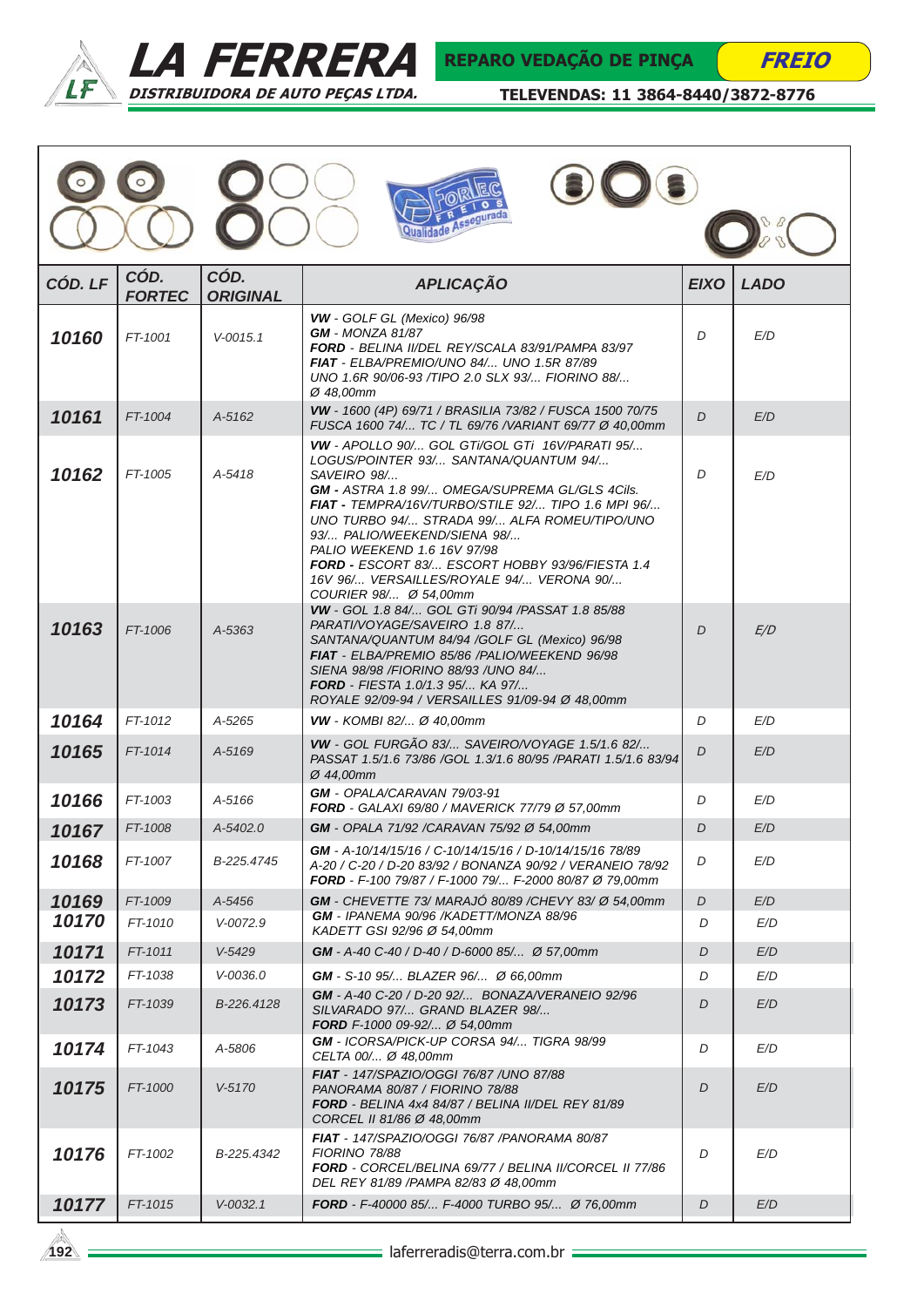# LA FERRERA

DISTRIBUIDORA DE AUTO PEÇAS LTDA.

**REPARO VEDAÇÃO DE PINÇA** — **FREIO**

TELEVENDAS: 11 3864-8440/3872-8776

| CÓD. LF | CÓD. FORTEC | CÓD. ORIGINAL | APLICAÇÃO | EIXO | LADO |
|---|---|---|---|---|---|
| **10160** | FT-1001 | V-0015.1 | **VW** - GOLF GL (Mexico) 96/98 **GM** - MONZA 81/87 **FORD** - BELINA II/DEL REY/SCALA 83/91/PAMPA 83/97 **FIAT** - ELBA/PREMIO/UNO 84/... UNO 1.5R 87/89 UNO 1.6R 90/06-93 /TIPO 2.0 SLX 93/... FIORINO 88/... Ø 48,00mm | D | E/D |
| **10161** | FT-1004 | A-5162 | **VW** - 1600 (4P) 69/71 / BRASILIA 73/82 / FUSCA 1500 70/75 FUSCA 1600 74/... TC / TL 69/76 /VARIANT 69/77 Ø 40,00mm | D | E/D |
| **10162** | FT-1005 | A-5418 | **VW** - APOLLO 90/... GOL GTi/GOL GTi 16V/PARATI 95/... LOGUS/POINTER 93/... SANTANA/QUANTUM 94/... SAVEIRO 98/... **GM** - ASTRA 1.8 99/... OMEGA/SUPREMA GL/GLS 4Cils. **FIAT** - TEMPRA/16V/TURBO/STILE 92/... TIPO 1.6 MPI 96/... UNO TURBO 94/... STRADA 99/... ALFA ROMEU/TIPO/UNO 93/... PALIO/WEEKEND/SIENA 98/... PALIO WEEKEND 1.6 16V 97/98 **FORD** - ESCORT 83/... ESCORT HOBBY 93/96/FIESTA 1.4 16V 96/... VERSAILLES/ROYALE 94/... VERONA 90/... COURIER 98/... Ø 54,00mm | D | E/D |
| **10163** | FT-1006 | A-5363 | **VW** - GOL 1.8 84/... GOL GTi 90/94 /PASSAT 1.8 85/88 PARATI/VOYAGE/SAVEIRO 1.8 87/... SANTANA/QUANTUM 84/94 /GOLF GL (Mexico) 96/98 **FIAT** - ELBA/PREMIO 85/86 /PALIO/WEEKEND 96/98 SIENA 98/98 /FIORINO 88/93 /UNO 84/... **FORD** - FIESTA 1.0/1.3 95/... KA 97/... ROYALE 92/09-94 / VERSAILLES 91/09-94 Ø 48,00mm | D | E/D |
| **10164** | FT-1012 | A-5265 | **VW** - KOMBI 82/... Ø 40,00mm | D | E/D |
| **10165** | FT-1014 | A-5169 | **VW** - GOL FURGÃO 83/... SAVEIRO/VOYAGE 1.5/1.6 82/... PASSAT 1.5/1.6 73/86 /GOL 1.3/1.6 80/95 /PARATI 1.5/1.6 83/94 Ø 44,00mm | D | E/D |
| **10166** | FT-1003 | A-5166 | **GM** - OPALA/CARAVAN 79/03-91 **FORD** - GALAXI 69/80 / MAVERICK 77/79 Ø 57,00mm | D | E/D |
| **10167** | FT-1008 | A-5402.0 | **GM** - OPALA 71/92 /CARAVAN 75/92 Ø 54,00mm | D | E/D |
| **10168** | FT-1007 | B-225.4745 | **GM** - A-10/14/15/16 / C-10/14/15/16 / D-10/14/15/16 78/89 A-20 / C-20 / D-20 83/92 / BONANZA 90/92 / VERANEIO 78/92 **FORD** - F-100 79/87 / F-1000 79/... F-2000 80/87 Ø 79,00mm | D | E/D |
| **10169** | FT-1009 | A-5456 | **GM** - CHEVETTE 73/ MARAJÓ 80/89 /CHEVY 83/ Ø 54,00mm | D | E/D |
| **10170** | FT-1010 | V-0072.9 | **GM** - IPANEMA 90/96 /KADETT/MONZA 88/96 KADETT GSI 92/96 Ø 54,00mm | D | E/D |
| **10171** | FT-1011 | V-5429 | **GM** - A-40 C-40 / D-40 / D-6000 85/... Ø 57,00mm | D | E/D |
| **10172** | FT-1038 | V-0036.0 | **GM** - S-10 95/... BLAZER 96/... Ø 66,00mm | D | E/D |
| **10173** | FT-1039 | B-226.4128 | **GM** - A-40 C-20 / D-20 92/... BONAZA/VERANEIO 92/96 SILVARADO 97/... GRAND BLAZER 98/... **FORD** F-1000 09-92/... Ø 54,00mm | D | E/D |
| **10174** | FT-1043 | A-5806 | **GM** - ICORSA/PICK-UP CORSA 94/... TIGRA 98/99 CELTA 00/... Ø 48,00mm | D | E/D |
| **10175** | FT-1000 | V-5170 | **FIAT** - 147/SPAZIO/OGGI 76/87 /UNO 87/88 PANORAMA 80/87 / FIORINO 78/88 **FORD** - BELINA 4x4 84/87 / BELINA II/DEL REY 81/89 CORCEL II 81/86 Ø 48,00mm | D | E/D |
| **10176** | FT-1002 | B-225.4342 | **FIAT** - 147/SPAZIO/OGGI 76/87 /PANORAMA 80/87 FIORINO 78/88 **FORD** - CORCEL/BELINA 69/77 / BELINA II/CORCEL II 77/86 DEL REY 81/89 /PAMPA 82/83 Ø 48,00mm | D | E/D |
| **10177** | FT-1015 | V-0032.1 | **FORD** - F-40000 85/... F-4000 TURBO 95/... Ø 76,00mm | D | E/D |

laferreradis@terra.com.br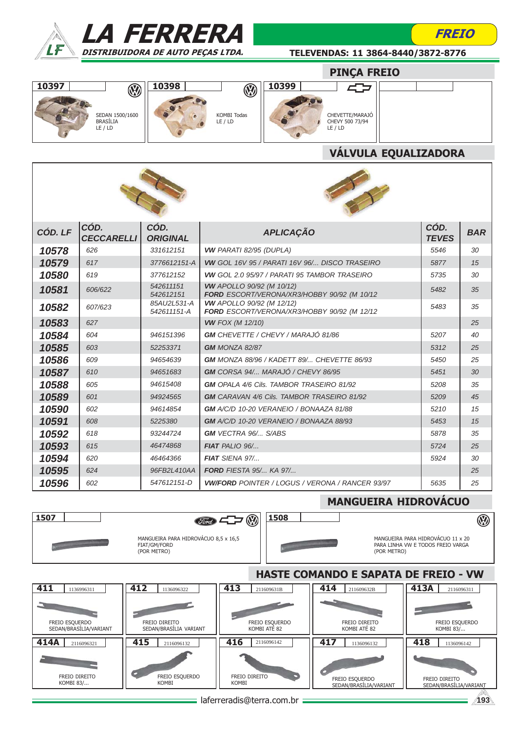# LA FERRERA

**DISTRIBUIDORA DE AUTO PEÇAS LTDA.**

**FREIO**

**TELEVENDAS: 11 3864-8440/3872-8776**

## PINÇA FREIO

**10397**
SEDAN 1500/1600
BRASÍLIA
LE / LD

**10398**
KOMBI Todas
LE / LD

**10399**
CHEVETTE/MARAJÓ
CHEVY 500 73/94
LE / LD

## VÁLVULA EQUALIZADORA

| CÓD. LF | CÓD. CECCARELLI | CÓD. ORIGINAL | APLICAÇÃO | CÓD. TEVES | BAR |
|---|---|---|---|---|---|
| **10578** | 626 | 331612151 | **VW** PARATI 82/95 (DUPLA) | 5546 | 30 |
| **10579** | 617 | 3776612151-A | **VW** GOL 16V 95 / PARATI 16V 96/... DISCO TRASEIRO | 5877 | 15 |
| **10580** | 619 | 377612152 | **VW** GOL 2.0 95/97 / PARATI 95 TAMBOR TRASEIRO | 5735 | 30 |
| **10581** | 606/622 | 542611151<br>542612151 | **VW** APOLLO 90/92 (M 10/12)<br>**FORD** ESCORT/VERONA/XR3/HOBBY 90/92 (M 10/12 | 5482 | 35 |
| **10582** | 607/623 | 85AU2L531-A<br>542611151-A | **VW** APOLLO 90/92 (M 12/12)<br>**FORD** ESCORT/VERONA/XR3/HOBBY 90/92 (M 12/12 | 5483 | 35 |
| **10583** | 627 | | **VW** FOX (M 12/10) | | 25 |
| **10584** | 604 | 946151396 | **GM** CHEVETTE / CHEVY / MARAJÓ 81/86 | 5207 | 40 |
| **10585** | 603 | 52253371 | **GM** MONZA 82/87 | 5312 | 25 |
| **10586** | 609 | 94654639 | **GM** MONZA 88/96 / KADETT 89/... CHEVETTE 86/93 | 5450 | 25 |
| **10587** | 610 | 94651683 | **GM** CORSA 94/... MARAJÓ / CHEVY 86/95 | 5451 | 30 |
| **10588** | 605 | 94615408 | **GM** OPALA 4/6 Cils. TAMBOR TRASEIRO 81/92 | 5208 | 35 |
| **10589** | 601 | 94924565 | **GM** CARAVAN 4/6 Cils. TAMBOR TRASEIRO 81/92 | 5209 | 45 |
| **10590** | 602 | 94614854 | **GM** A/C/D 10-20 VERANEIO / BONAAZA 81/88 | 5210 | 15 |
| **10591** | 608 | 5225380 | **GM** A/C/D 10-20 VERANEIO / BONAAZA 88/93 | 5453 | 15 |
| **10592** | 618 | 93244724 | **GM** VECTRA 96/... S/ABS | 5878 | 35 |
| **10593** | 615 | 46474868 | **FIAT** PALIO 96/... | 5724 | 25 |
| **10594** | 620 | 46464366 | **FIAT** SIENA 97/... | 5924 | 30 |
| **10595** | 624 | 96FB2L410AA | **FORD** FIESTA 95/... KA 97/... | | 25 |
| **10596** | 602 | 547612151-D | **VW/FORD** POINTER / LOGUS / VERONA / RANCER 93/97 | 5635 | 25 |

## MANGUEIRA HIDROVÁCUO

**1507**
MANGUEIRA PARA HIDROVÁCUO 8,5 x 16,5
FIAT/GM/FORD
(POR METRO)

**1508**
MANGUEIRA PARA HIDROVÁCUO 11 x 20
PARA LINHA VW E TODOS FREIO VARGA
(POR METRO)

## HASTE COMANDO E SAPATA DE FREIO - VW

**411** 1136996311
FREIO ESQUERDO
SEDAN/BRASÍLIA/VARIANT

**412** 1136096322
FREIO DIREITO
SEDAN/BRASÍLIA VARIANT

**413** 211609631B
FREIO ESQUERDO
KOMBI ATÉ 82

**414** 211609632B
FREIO DIREITO
KOMBI ATÉ 82

**413A** 2116096311
FREIO ESQUERDO
KOMBI 83/...

**414A** 2116096321
FREIO DIREITO
KOMBI 83/...

**415** 2116096132
FREIO ESQUERDO
KOMBI

**416** 2116096142
FREIO DIREITO
KOMBI

**417** 1136096132
FREIO ESQUERDO
SEDAN/BRASÍLIA/VARIANT

**418** 1136096142
FREIO DIREITO
SEDAN/BRASÍLIA/VARIANT

laferreradis@terra.com.br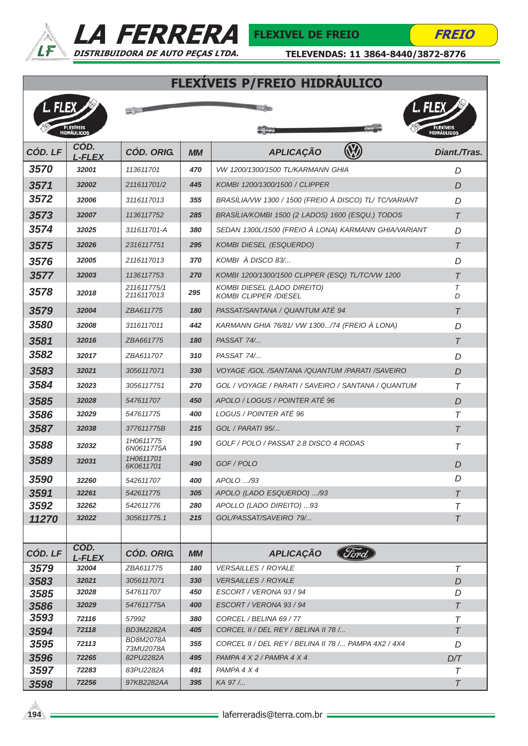# LA FERRERA

DISTRIBUIDORA DE AUTO PEÇAS LTDA.

FLEXIVEL DE FREIO — FREIO

TELEVENDAS: 11 3864-8440/3872-8776

## FLEXÍVEIS P/FREIO HIDRÁULICO

L. FLEX — FLEXÍVEIS HIDRÁULICOS

| CÓD. LF | CÓD. L-FLEX | CÓD. ORIG. | MM | APLICAÇÃO (VW) | Diant./Tras. |
|---|---|---|---|---|---|
| 3570 | 32001 | 113611701 | 470 | VW 1200/1300/1500 TL/KARMANN GHIA | D |
| 3571 | 32002 | 211611701/2 | 445 | KOMBI 1200/1300/1500 / CLIPPER | D |
| 3572 | 32006 | 3116117013 | 355 | BRASÍLIA/VW 1300 / 1500 (FREIO À DISCO) TL/ TC/VARIANT | D |
| 3573 | 32007 | 1136117752 | 285 | BRASÍLIA/KOMBI 1500 (2 LADOS) 1600 (ESQU.) TODOS | T |
| 3574 | 32025 | 311611701-A | 380 | SEDAN 1300L/1500 (FREIO À LONA) KARMANN GHIA/VARIANT | D |
| 3575 | 32026 | 2316117751 | 295 | KOMBI DIESEL (ESQUERDO) | T |
| 3576 | 32005 | 2116117013 | 370 | KOMBI À DISCO 83/... | D |
| 3577 | 32003 | 1136117753 | 270 | KOMBI 1200/1300/1500 CLIPPER (ESQ) TL/TC/VW 1200 | T |
| 3578 | 32018 | 211611775/1<br>2116117013 | 295 | KOMBI DIESEL (LADO DIREITO)<br>KOMBI CLIPPER /DIESEL | T<br>D |
| 3579 | 32004 | ZBA611775 | 180 | PASSAT/SANTANA / QUANTUM ATÉ 94 | T |
| 3580 | 32008 | 3116117011 | 442 | KARMANN GHIA 76/81/ VW 1300.../74 (FREIO À LONA) | D |
| 3581 | 32016 | ZBA661775 | 180 | PASSAT 74/... | T |
| 3582 | 32017 | ZBA611707 | 310 | PASSAT 74/... | D |
| 3583 | 32021 | 3056117071 | 330 | VOYAGE /GOL /SANTANA /QUANTUM /PARATI /SAVEIRO | D |
| 3584 | 32023 | 3056117751 | 270 | GOL / VOYAGE / PARATI / SAVEIRO / SANTANA / QUANTUM | T |
| 3585 | 32028 | 547611707 | 450 | APOLO / LOGUS / POINTER ATÉ 96 | D |
| 3586 | 32029 | 547611775 | 400 | LOGUS / POINTER ATÉ 96 | T |
| 3587 | 32038 | 377611775B | 215 | GOL / PARATI 95/... | T |
| 3588 | 32032 | 1H0611775<br>6N0611775A | 190 | GOLF / POLO / PASSAT 2.8 DISCO 4 RODAS | T |
| 3589 | 32031 | 1H0611701<br>6K0611701 | 490 | GOF / POLO | D |
| 3590 | 32260 | 542611707 | 400 | APOLO .../93 | D |
| 3591 | 32261 | 542611775 | 305 | APOLO (LADO ESQUERDO) .../93 | T |
| 3592 | 32262 | 542611776 | 280 | APOLLO (LADO DIREITO) ...93 | T |
| 11270 | 32022 | 305611775.1 | 215 | GOL/PASSAT/SAVEIRO 79/... | T |

| CÓD. LF | CÓD. L-FLEX | CÓD. ORIG. | MM | APLICAÇÃO (Ford) | Diant./Tras. |
|---|---|---|---|---|---|
| 3579 | 32004 | ZBA611775 | 180 | VERSAILLES / ROYALE | T |
| 3583 | 32021 | 3056117071 | 330 | VERSAILLES / ROYALE | D |
| 3585 | 32028 | 547611707 | 450 | ESCORT / VERONA 93 / 94 | D |
| 3586 | 32029 | 547611775A | 400 | ESCORT / VERONA 93 / 94 | T |
| 3593 | 72116 | 57992 | 380 | CORCEL / BELINA 69 / 77 | T |
| 3594 | 72118 | BD3M2282A | 405 | CORCEL II / DEL REY / BELINA II 78 /... | T |
| 3595 | 72113 | BD8M2078A<br>73MU2078A | 355 | CORCEL II / DEL REY / BELINA II 78 /... PAMPA 4X2 / 4X4 | D |
| 3596 | 72265 | 82PU2282A | 495 | PAMPA 4 X 2 / PAMPA 4 X 4 | D/T |
| 3597 | 72283 | 83PU2282A | 491 | PAMPA 4 X 4 | T |
| 3598 | 72256 | 97KB2282AA | 395 | KA 97 /... | T |

laferreradis@terra.com.br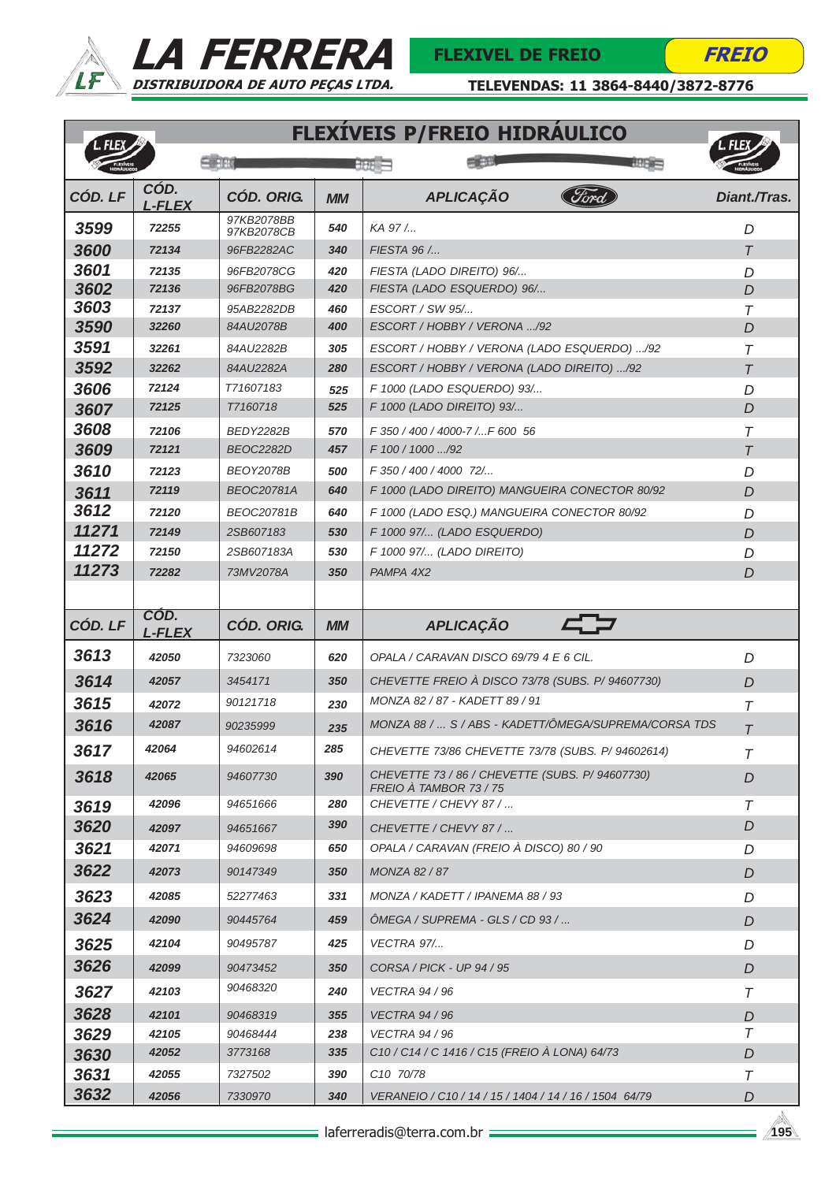# LA FERRERA
DISTRIBUIDORA DE AUTO PEÇAS LTDA.

FLEXIVEL DE FREIO — FREIO

TELEVENDAS: 11 3864-8440/3872-8776

## FLEXÍVEIS P/FREIO HIDRÁULICO

| CÓD. LF | CÓD. L-FLEX | CÓD. ORIG. | MM | APLICAÇÃO (Ford) | Diant./Tras. |
|---|---|---|---|---|---|
| 3599 | 72255 | 97KB2078BB 97KB2078CB | 540 | KA 97 /... | D |
| 3600 | 72134 | 96FB2282AC | 340 | FIESTA 96 /... | T |
| 3601 | 72135 | 96FB2078CG | 420 | FIESTA (LADO DIREITO) 96/... | D |
| 3602 | 72136 | 96FB2078BG | 420 | FIESTA (LADO ESQUERDO) 96/... | D |
| 3603 | 72137 | 95AB2282DB | 460 | ESCORT / SW 95/... | T |
| 3590 | 32260 | 84AU2078B | 400 | ESCORT / HOBBY / VERONA .../92 | D |
| 3591 | 32261 | 84AU2282B | 305 | ESCORT / HOBBY / VERONA (LADO ESQUERDO) .../92 | T |
| 3592 | 32262 | 84AU2282A | 280 | ESCORT / HOBBY / VERONA (LADO DIREITO) .../92 | T |
| 3606 | 72124 | T71607183 | 525 | F 1000 (LADO ESQUERDO) 93/... | D |
| 3607 | 72125 | T7160718 | 525 | F 1000 (LADO DIREITO) 93/... | D |
| 3608 | 72106 | BEDY2282B | 570 | F 350 / 400 / 4000-7 /...F 600 56 | T |
| 3609 | 72121 | BEOC2282D | 457 | F 100 / 1000 .../92 | T |
| 3610 | 72123 | BEOY2078B | 500 | F 350 / 400 / 4000 72/... | D |
| 3611 | 72119 | BEOC20781A | 640 | F 1000 (LADO DIREITO) MANGUEIRA CONECTOR 80/92 | D |
| 3612 | 72120 | BEOC20781B | 640 | F 1000 (LADO ESQ.) MANGUEIRA CONECTOR 80/92 | D |
| 11271 | 72149 | 2SB607183 | 530 | F 1000 97/... (LADO ESQUERDO) | D |
| 11272 | 72150 | 2SB607183A | 530 | F 1000 97/... (LADO DIREITO) | D |
| 11273 | 72282 | 73MV2078A | 350 | PAMPA 4X2 | D |

| CÓD. LF | CÓD. L-FLEX | CÓD. ORIG. | MM | APLICAÇÃO (Chevrolet) | Diant./Tras. |
|---|---|---|---|---|---|
| 3613 | 42050 | 7323060 | 620 | OPALA / CARAVAN DISCO 69/79 4 E 6 CIL. | D |
| 3614 | 42057 | 3454171 | 350 | CHEVETTE FREIO À DISCO 73/78 (SUBS. P/ 94607730) | D |
| 3615 | 42072 | 90121718 | 230 | MONZA 82 / 87 - KADETT 89 / 91 | T |
| 3616 | 42087 | 90235999 | 235 | MONZA 88 / ... S / ABS - KADETT/ÔMEGA/SUPREMA/CORSA TDS | T |
| 3617 | 42064 | 94602614 | 285 | CHEVETTE 73/86 CHEVETTE 73/78 (SUBS. P/ 94602614) | T |
| 3618 | 42065 | 94607730 | 390 | CHEVETTE 73 / 86 / CHEVETTE (SUBS. P/ 94607730) FREIO À TAMBOR 73 / 75 | D |
| 3619 | 42096 | 94651666 | 280 | CHEVETTE / CHEVY 87 / ... | T |
| 3620 | 42097 | 94651667 | 390 | CHEVETTE / CHEVY 87 / ... | D |
| 3621 | 42071 | 94609698 | 650 | OPALA / CARAVAN (FREIO À DISCO) 80 / 90 | D |
| 3622 | 42073 | 90147349 | 350 | MONZA 82 / 87 | D |
| 3623 | 42085 | 52277463 | 331 | MONZA / KADETT / IPANEMA 88 / 93 | D |
| 3624 | 42090 | 90445764 | 459 | ÔMEGA / SUPREMA - GLS / CD 93 / ... | D |
| 3625 | 42104 | 90495787 | 425 | VECTRA 97/... | D |
| 3626 | 42099 | 90473452 | 350 | CORSA / PICK - UP 94 / 95 | D |
| 3627 | 42103 | 90468320 | 240 | VECTRA 94 / 96 | T |
| 3628 | 42101 | 90468319 | 355 | VECTRA 94 / 96 | D |
| 3629 | 42105 | 90468444 | 238 | VECTRA 94 / 96 | T |
| 3630 | 42052 | 3773168 | 335 | C10 / C14 / C 1416 / C15 (FREIO À LONA) 64/73 | D |
| 3631 | 42055 | 7327502 | 390 | C10 70/78 | T |
| 3632 | 42056 | 7330970 | 340 | VERANEIO / C10 / 14 / 15 / 1404 / 14 / 16 / 1504 64/79 | D |

laferreradis@terra.com.br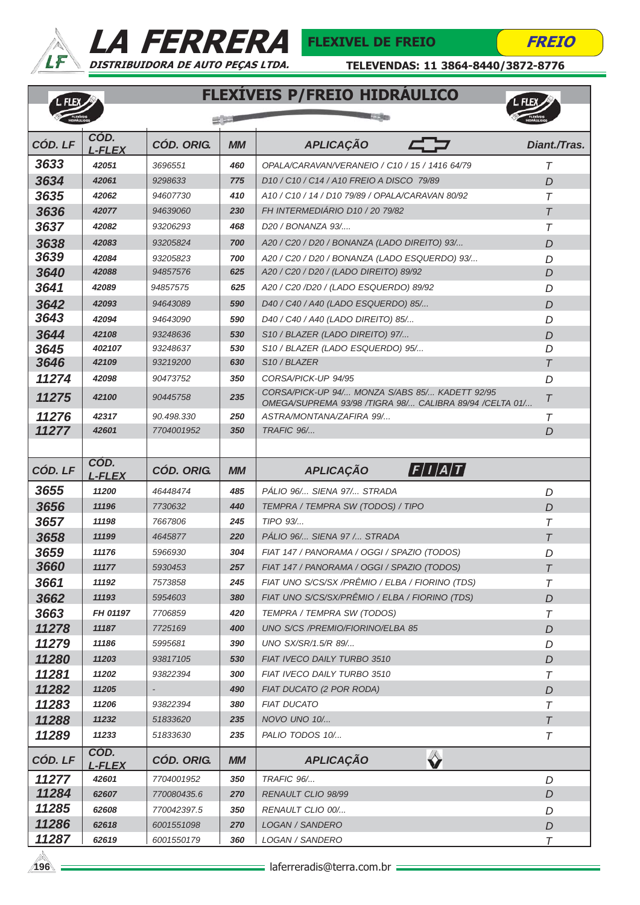# LA FERRERA

DISTRIBUIDORA DE AUTO PEÇAS LTDA.

FLEXIVEL DE FREIO — FREIO

TELEVENDAS: 11 3864-8440/3872-8776

## FLEXÍVEIS P/FREIO HIDRÁULICO

| CÓD. LF | CÓD. L-FLEX | CÓD. ORIG. | MM | APLICAÇÃO (CHEVROLET) | Diant./Tras. |
|---|---|---|---|---|---|
| 3633 | 42051 | 3696551 | 460 | OPALA/CARAVAN/VERANEIO / C10 / 15 / 1416 64/79 | T |
| 3634 | 42061 | 9298633 | 775 | D10 / C10 / C14 / A10 FREIO A DISCO 79/89 | D |
| 3635 | 42062 | 94607730 | 410 | A10 / C10 / 14 / D10 79/89 / OPALA/CARAVAN 80/92 | T |
| 3636 | 42077 | 94639060 | 230 | FH INTERMEDIÁRIO D10 / 20 79/82 | T |
| 3637 | 42082 | 93206293 | 468 | D20 / BONANZA 93/.... | T |
| 3638 | 42083 | 93205824 | 700 | A20 / C20 / D20 / BONANZA (LADO DIREITO) 93/... | D |
| 3639 | 42084 | 93205823 | 700 | A20 / C20 / D20 / BONANZA (LADO ESQUERDO) 93/... | D |
| 3640 | 42088 | 94857576 | 625 | A20 / C20 / D20 / (LADO DIREITO) 89/92 | D |
| 3641 | 42089 | 94857575 | 625 | A20 / C20 /D20 / (LADO ESQUERDO) 89/92 | D |
| 3642 | 42093 | 94643089 | 590 | D40 / C40 / A40 (LADO ESQUERDO) 85/... | D |
| 3643 | 42094 | 94643090 | 590 | D40 / C40 / A40 (LADO DIREITO) 85/... | D |
| 3644 | 42108 | 93248636 | 530 | S10 / BLAZER (LADO DIREITO) 97/... | D |
| 3645 | 402107 | 93248637 | 530 | S10 / BLAZER (LADO ESQUERDO) 95/... | D |
| 3646 | 42109 | 93219200 | 630 | S10 / BLAZER | T |
| 11274 | 42098 | 90473752 | 350 | CORSA/PICK-UP 94/95 | D |
| 11275 | 42100 | 90445758 | 235 | CORSA/PICK-UP 94/... MONZA S/ABS 85/... KADETT 92/95 OMEGA/SUPREMA 93/98 /TIGRA 98/... CALIBRA 89/94 /CELTA 01/... | T |
| 11276 | 42317 | 90.498.330 | 250 | ASTRA/MONTANA/ZAFIRA 99/... | T |
| 11277 | 42601 | 7704001952 | 350 | TRAFIC 96/... | D |

| CÓD. LF | CÓD. L-FLEX | CÓD. ORIG. | MM | APLICAÇÃO (FIAT) | Diant./Tras. |
|---|---|---|---|---|---|
| 3655 | 11200 | 46448474 | 485 | PÁLIO 96/... SIENA 97/... STRADA | D |
| 3656 | 11196 | 7730632 | 440 | TEMPRA / TEMPRA SW (TODOS) / TIPO | D |
| 3657 | 11198 | 7667806 | 245 | TIPO 93/... | T |
| 3658 | 11199 | 4645877 | 220 | PÁLIO 96/... SIENA 97 /... STRADA | T |
| 3659 | 11176 | 5966930 | 304 | FIAT 147 / PANORAMA / OGGI / SPAZIO (TODOS) | D |
| 3660 | 11177 | 5930453 | 257 | FIAT 147 / PANORAMA / OGGI / SPAZIO (TODOS) | T |
| 3661 | 11192 | 7573858 | 245 | FIAT UNO S/CS/SX /PRÊMIO / ELBA / FIORINO (TDS) | T |
| 3662 | 11193 | 5954603 | 380 | FIAT UNO S/CS/SX/PRÊMIO / ELBA / FIORINO (TDS) | D |
| 3663 | FH 01197 | 7706859 | 420 | TEMPRA / TEMPRA SW (TODOS) | T |
| 11278 | 11187 | 7725169 | 400 | UNO S/CS /PREMIO/FIORINO/ELBA 85 | D |
| 11279 | 11186 | 5995681 | 390 | UNO SX/SR/1.5/R 89/... | D |
| 11280 | 11203 | 93817105 | 530 | FIAT IVECO DAILY TURBO 3510 | D |
| 11281 | 11202 | 93822394 | 300 | FIAT IVECO DAILY TURBO 3510 | T |
| 11282 | 11205 | - | 490 | FIAT DUCATO (2 POR RODA) | D |
| 11283 | 11206 | 93822394 | 380 | FIAT DUCATO | T |
| 11288 | 11232 | 51833620 | 235 | NOVO UNO 10/... | T |
| 11289 | 11233 | 51833630 | 235 | PALIO TODOS 10/... | T |

| CÓD. LF | COD. L-FLEX | CÓD. ORIG. | MM | APLICAÇÃO (RENAULT) | Diant./Tras. |
|---|---|---|---|---|---|
| 11277 | 42601 | 7704001952 | 350 | TRAFIC 96/... | D |
| 11284 | 62607 | 770080435.6 | 270 | RENAULT CLIO 98/99 | D |
| 11285 | 62608 | 770042397.5 | 350 | RENAULT CLIO 00/... | D |
| 11286 | 62618 | 6001551098 | 270 | LOGAN / SANDERO | D |
| 11287 | 62619 | 6001550179 | 360 | LOGAN / SANDERO | T |

laferreradis@terra.com.br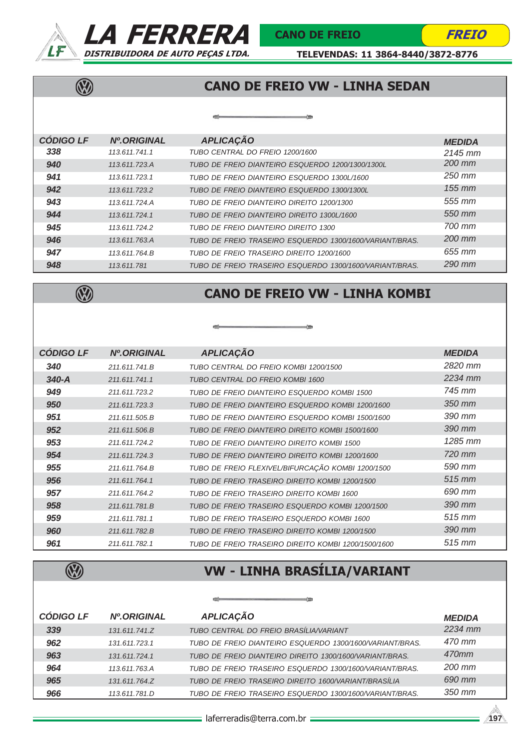## CANO DE FREIO VW - LINHA SEDAN

| CÓDIGO LF | Nº.ORIGINAL | APLICAÇÃO | MEDIDA |
|---|---|---|---|
| 338 | 113.611.741.1 | TUBO CENTRAL DO FREIO 1200/1600 | 2145 mm |
| 940 | 113.611.723.A | TUBO DE FREIO DIANTEIRO ESQUERDO 1200/1300/1300L | 200 mm |
| 941 | 113.611.723.1 | TUBO DE FREIO DIANTEIRO ESQUERDO 1300L/1600 | 250 mm |
| 942 | 113.611.723.2 | TUBO DE FREIO DIANTEIRO ESQUERDO 1300/1300L | 155 mm |
| 943 | 113.611.724.A | TUBO DE FREIO DIANTEIRO DIREITO 1200/1300 | 555 mm |
| 944 | 113.611.724.1 | TUBO DE FREIO DIANTEIRO DIREITO 1300L/1600 | 550 mm |
| 945 | 113.611.724.2 | TUBO DE FREIO DIANTEIRO DIREITO 1300 | 700 mm |
| 946 | 113.611.763.A | TUBO DE FREIO TRASEIRO ESQUERDO 1300/1600/VARIANT/BRAS. | 200 mm |
| 947 | 113.611.764.B | TUBO DE FREIO TRASEIRO DIREITO 1200/1600 | 655 mm |
| 948 | 113.611.781 | TUBO DE FREIO TRASEIRO ESQUERDO 1300/1600/VARIANT/BRAS. | 290 mm |

## CANO DE FREIO VW - LINHA KOMBI

| CÓDIGO LF | Nº.ORIGINAL | APLICAÇÃO | MEDIDA |
|---|---|---|---|
| 340 | 211.611.741.B | TUBO CENTRAL DO FREIO KOMBI 1200/1500 | 2820 mm |
| 340-A | 211.611.741.1 | TUBO CENTRAL DO FREIO KOMBI 1600 | 2234 mm |
| 949 | 211.611.723.2 | TUBO DE FREIO DIANTEIRO ESQUERDO KOMBI 1500 | 745 mm |
| 950 | 211.611.723.3 | TUBO DE FREIO DIANTEIRO ESQUERDO KOMBI 1200/1600 | 350 mm |
| 951 | 211.611.505.B | TUBO DE FREIO DIANTEIRO ESQUERDO KOMBI 1500/1600 | 390 mm |
| 952 | 211.611.506.B | TUBO DE FREIO DIANTEIRO DIREITO KOMBI 1500/1600 | 390 mm |
| 953 | 211.611.724.2 | TUBO DE FREIO DIANTEIRO DIREITO KOMBI 1500 | 1285 mm |
| 954 | 211.611.724.3 | TUBO DE FREIO DIANTEIRO DIREITO KOMBI 1200/1600 | 720 mm |
| 955 | 211.611.764.B | TUBO DE FREIO FLEXIVEL/BIFURCAÇÃO KOMBI 1200/1500 | 590 mm |
| 956 | 211.611.764.1 | TUBO DE FREIO TRASEIRO DIREITO KOMBI 1200/1500 | 515 mm |
| 957 | 211.611.764.2 | TUBO DE FREIO TRASEIRO DIREITO KOMBI 1600 | 690 mm |
| 958 | 211.611.781.B | TUBO DE FREIO TRASEIRO ESQUERDO KOMBI 1200/1500 | 390 mm |
| 959 | 211.611.781.1 | TUBO DE FREIO TRASEIRO ESQUERDO KOMBI 1600 | 515 mm |
| 960 | 211.611.782.B | TUBO DE FREIO TRASEIRO DIREITO KOMBI 1200/1500 | 390 mm |
| 961 | 211.611.782.1 | TUBO DE FREIO TRASEIRO DIREITO KOMBI 1200/1500/1600 | 515 mm |

## VW - LINHA BRASÍLIA/VARIANT

| CÓDIGO LF | Nº.ORIGINAL | APLICAÇÃO | MEDIDA |
|---|---|---|---|
| 339 | 131.611.741.Z | TUBO CENTRAL DO FREIO BRASÍLIA/VARIANT | 2234 mm |
| 962 | 131.611.723.1 | TUBO DE FREIO DIANTEIRO ESQUERDO 1300/1600/VARIANT/BRAS. | 470 mm |
| 963 | 131.611.724.1 | TUBO DE FREIO DIANTEIRO DIREITO 1300/1600/VARIANT/BRAS. | 470mm |
| 964 | 113.611.763.A | TUBO DE FREIO TRASEIRO ESQUERDO 1300/1600/VARIANT/BRAS. | 200 mm |
| 965 | 131.611.764.Z | TUBO DE FREIO TRASEIRO DIREITO 1600/VARIANT/BRASÍLIA | 690 mm |
| 966 | 113.611.781.D | TUBO DE FREIO TRASEIRO ESQUERDO 1300/1600/VARIANT/BRAS. | 350 mm |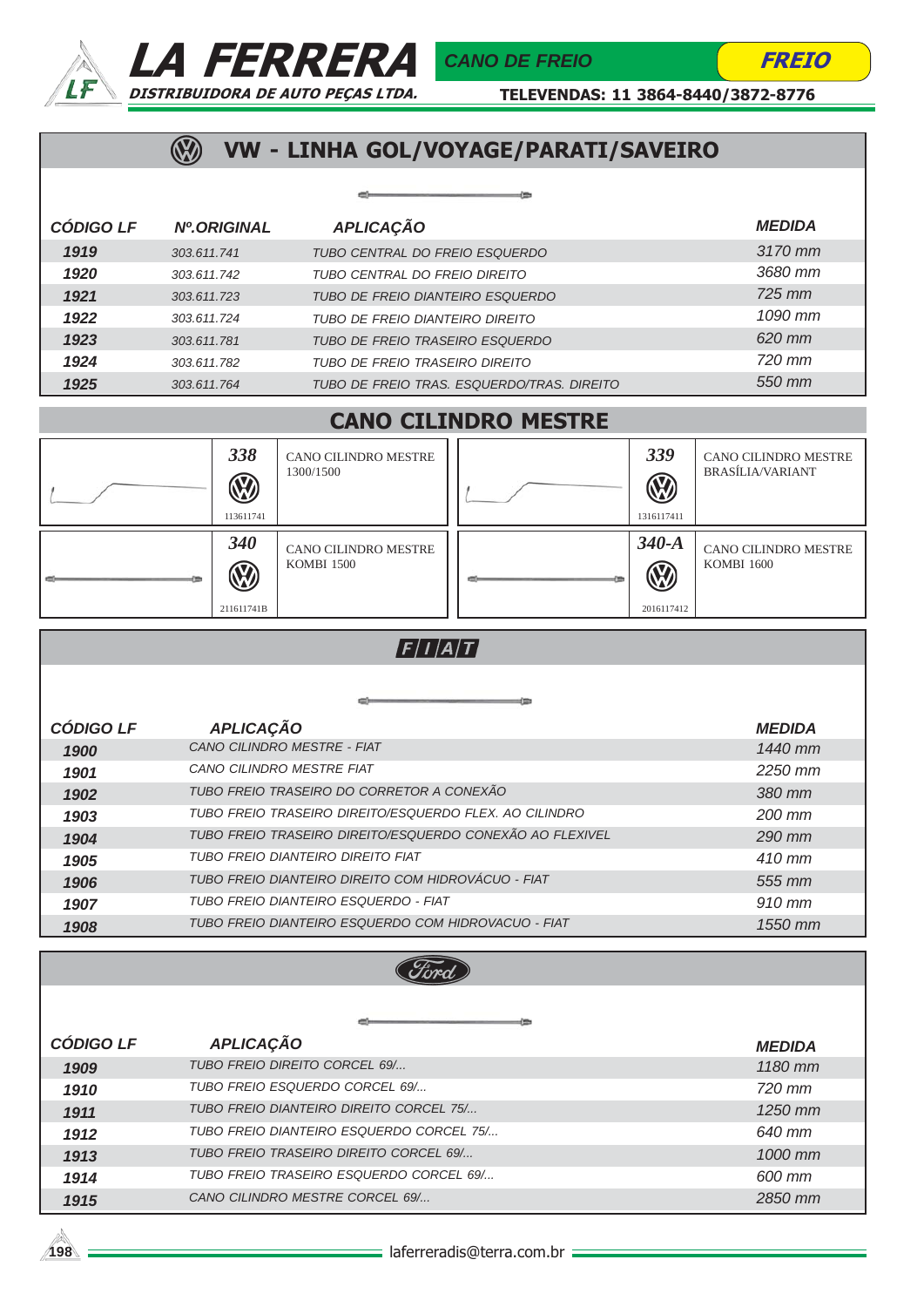# LA FERRERA

**DISTRIBUIDORA DE AUTO PEÇAS LTDA.**

CANO DE FREIO | FREIO

TELEVENDAS: 11 3864-8440/3872-8776

## VW - LINHA GOL/VOYAGE/PARATI/SAVEIRO

| CÓDIGO LF | Nº.ORIGINAL | APLICAÇÃO | MEDIDA |
|---|---|---|---|
| 1919 | 303.611.741 | TUBO CENTRAL DO FREIO ESQUERDO | 3170 mm |
| 1920 | 303.611.742 | TUBO CENTRAL DO FREIO DIREITO | 3680 mm |
| 1921 | 303.611.723 | TUBO DE FREIO DIANTEIRO ESQUERDO | 725 mm |
| 1922 | 303.611.724 | TUBO DE FREIO DIANTEIRO DIREITO | 1090 mm |
| 1923 | 303.611.781 | TUBO DE FREIO TRASEIRO ESQUERDO | 620 mm |
| 1924 | 303.611.782 | TUBO DE FREIO TRASEIRO DIREITO | 720 mm |
| 1925 | 303.611.764 | TUBO DE FREIO TRAS. ESQUERDO/TRAS. DIREITO | 550 mm |

## CANO CILINDRO MESTRE

| Código | Nº Original | Aplicação |
|---|---|---|
| 338 | 113611741 | CANO CILINDRO MESTRE 1300/1500 |
| 339 | 1316117411 | CANO CILINDRO MESTRE BRASÍLIA/VARIANT |
| 340 | 211611741B | CANO CILINDRO MESTRE KOMBI 1500 |
| 340-A | 2016117412 | CANO CILINDRO MESTRE KOMBI 1600 |

## FIAT

| CÓDIGO LF | APLICAÇÃO | MEDIDA |
|---|---|---|
| 1900 | CANO CILINDRO MESTRE - FIAT | 1440 mm |
| 1901 | CANO CILINDRO MESTRE FIAT | 2250 mm |
| 1902 | TUBO FREIO TRASEIRO DO CORRETOR A CONEXÃO | 380 mm |
| 1903 | TUBO FREIO TRASEIRO DIREITO/ESQUERDO FLEX. AO CILINDRO | 200 mm |
| 1904 | TUBO FREIO TRASEIRO DIREITO/ESQUERDO CONEXÃO AO FLEXIVEL | 290 mm |
| 1905 | TUBO FREIO DIANTEIRO DIREITO FIAT | 410 mm |
| 1906 | TUBO FREIO DIANTEIRO DIREITO COM HIDROVÁCUO - FIAT | 555 mm |
| 1907 | TUBO FREIO DIANTEIRO ESQUERDO - FIAT | 910 mm |
| 1908 | TUBO FREIO DIANTEIRO ESQUERDO COM HIDROVACUO - FIAT | 1550 mm |

## Ford

| CÓDIGO LF | APLICAÇÃO | MEDIDA |
|---|---|---|
| 1909 | TUBO FREIO DIREITO CORCEL 69/... | 1180 mm |
| 1910 | TUBO FREIO ESQUERDO CORCEL 69/... | 720 mm |
| 1911 | TUBO FREIO DIANTEIRO DIREITO CORCEL 75/... | 1250 mm |
| 1912 | TUBO FREIO DIANTEIRO ESQUERDO CORCEL 75/... | 640 mm |
| 1913 | TUBO FREIO TRASEIRO DIREITO CORCEL 69/... | 1000 mm |
| 1914 | TUBO FREIO TRASEIRO ESQUERDO CORCEL 69/... | 600 mm |
| 1915 | CANO CILINDRO MESTRE CORCEL 69/... | 2850 mm |

laferreradis@terra.com.br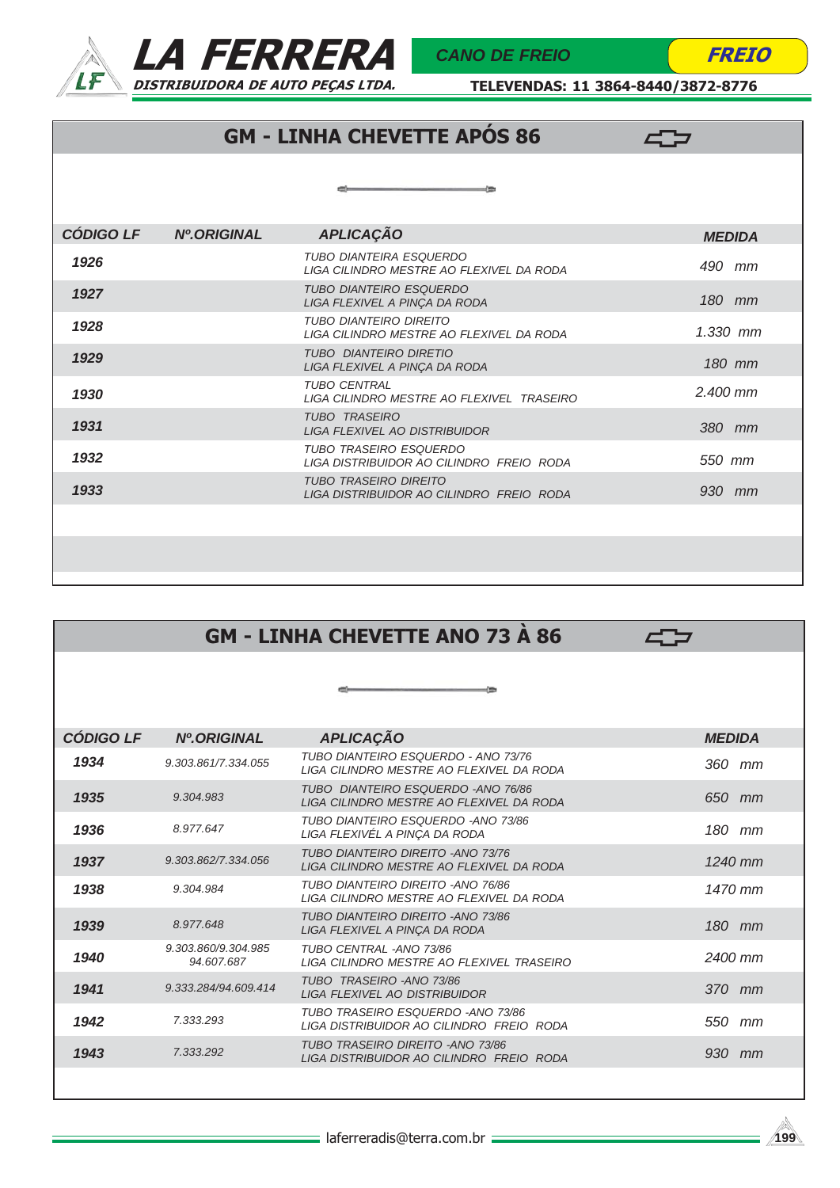## GM - LINHA CHEVETTE APÓS 86

| CÓDIGO LF | Nº.ORIGINAL | APLICAÇÃO | MEDIDA |
|---|---|---|---|
| 1926 | | TUBO DIANTEIRA ESQUERDO LIGA CILINDRO MESTRE AO FLEXIVEL DA RODA | 490 mm |
| 1927 | | TUBO DIANTEIRO ESQUERDO LIGA FLEXIVEL A PINÇA DA RODA | 180 mm |
| 1928 | | TUBO DIANTEIRO DIREITO LIGA CILINDRO MESTRE AO FLEXIVEL DA RODA | 1.330 mm |
| 1929 | | TUBO DIANTEIRO DIRETIO LIGA FLEXIVEL A PINÇA DA RODA | 180 mm |
| 1930 | | TUBO CENTRAL LIGA CILINDRO MESTRE AO FLEXIVEL TRASEIRO | 2.400 mm |
| 1931 | | TUBO TRASEIRO LIGA FLEXIVEL AO DISTRIBUIDOR | 380 mm |
| 1932 | | TUBO TRASEIRO ESQUERDO LIGA DISTRIBUIDOR AO CILINDRO FREIO RODA | 550 mm |
| 1933 | | TUBO TRASEIRO DIREITO LIGA DISTRIBUIDOR AO CILINDRO FREIO RODA | 930 mm |

## GM - LINHA CHEVETTE ANO 73 À 86

| CÓDIGO LF | Nº.ORIGINAL | APLICAÇÃO | MEDIDA |
|---|---|---|---|
| 1934 | 9.303.861/7.334.055 | TUBO DIANTEIRO ESQUERDO - ANO 73/76 LIGA CILINDRO MESTRE AO FLEXIVEL DA RODA | 360 mm |
| 1935 | 9.304.983 | TUBO DIANTEIRO ESQUERDO -ANO 76/86 LIGA CILINDRO MESTRE AO FLEXIVEL DA RODA | 650 mm |
| 1936 | 8.977.647 | TUBO DIANTEIRO ESQUERDO -ANO 73/86 LIGA FLEXIVÉL A PINÇA DA RODA | 180 mm |
| 1937 | 9.303.862/7.334.056 | TUBO DIANTEIRO DIREITO -ANO 73/76 LIGA CILINDRO MESTRE AO FLEXIVEL DA RODA | 1240 mm |
| 1938 | 9.304.984 | TUBO DIANTEIRO DIREITO -ANO 76/86 LIGA CILINDRO MESTRE AO FLEXIVEL DA RODA | 1470 mm |
| 1939 | 8.977.648 | TUBO DIANTEIRO DIREITO -ANO 73/86 LIGA FLEXIVEL A PINÇA DA RODA | 180 mm |
| 1940 | 9.303.860/9.304.985 94.607.687 | TUBO CENTRAL -ANO 73/86 LIGA CILINDRO MESTRE AO FLEXIVEL TRASEIRO | 2400 mm |
| 1941 | 9.333.284/94.609.414 | TUBO TRASEIRO -ANO 73/86 LIGA FLEXIVEL AO DISTRIBUIDOR | 370 mm |
| 1942 | 7.333.293 | TUBO TRASEIRO ESQUERDO -ANO 73/86 LIGA DISTRIBUIDOR AO CILINDRO FREIO RODA | 550 mm |
| 1943 | 7.333.292 | TUBO TRASEIRO DIREITO -ANO 73/86 LIGA DISTRIBUIDOR AO CILINDRO FREIO RODA | 930 mm |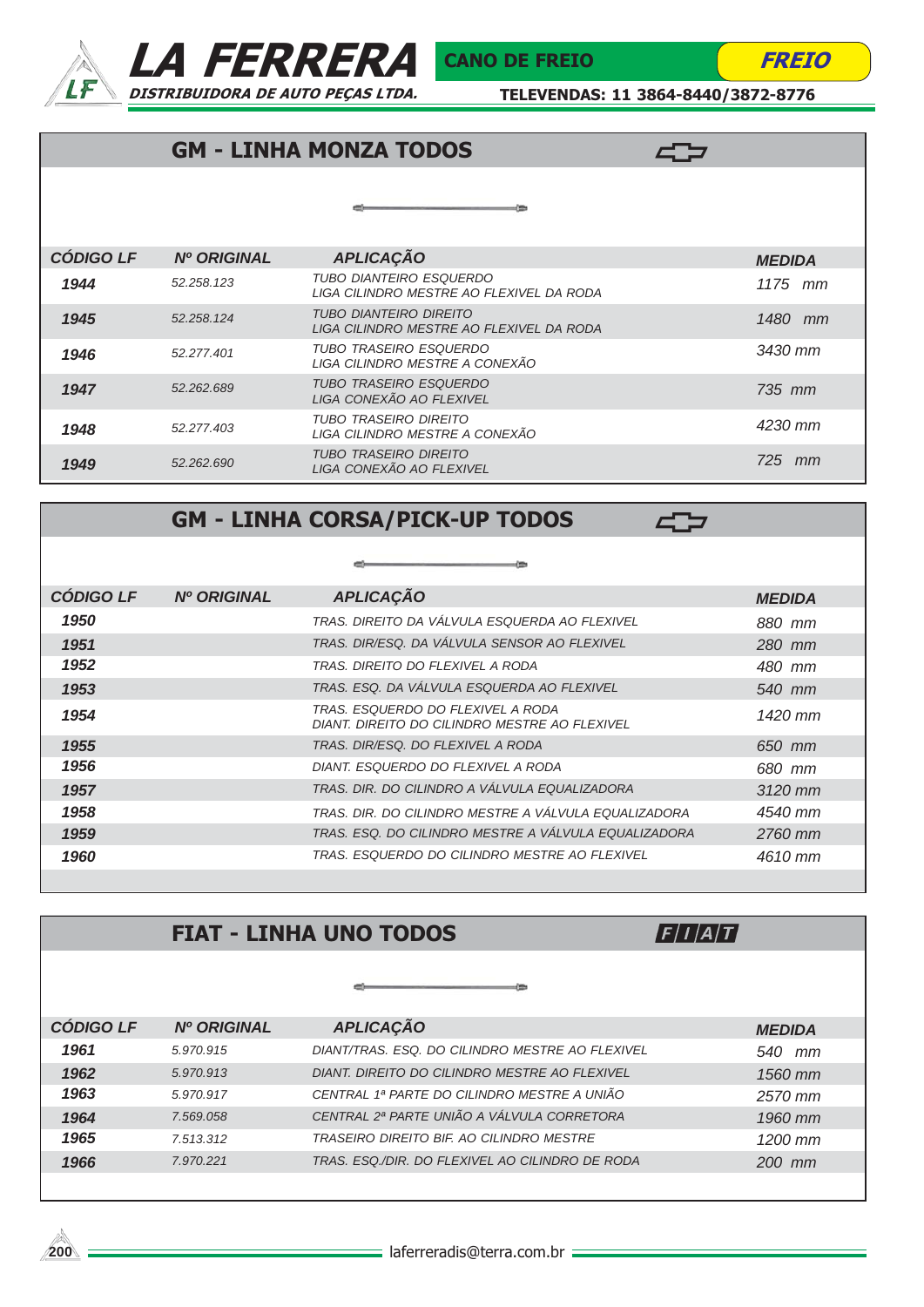# LA FERRERA

**DISTRIBUIDORA DE AUTO PEÇAS LTDA.**

**CANO DE FREIO** — ***FREIO***

**TELEVENDAS: 11 3864-8440/3872-8776**

## GM - LINHA MONZA TODOS

| CÓDIGO LF | Nº ORIGINAL | APLICAÇÃO | MEDIDA |
|---|---|---|---|
| 1944 | 52.258.123 | TUBO DIANTEIRO ESQUERDO<br>LIGA CILINDRO MESTRE AO FLEXIVEL DA RODA | 1175 mm |
| 1945 | 52.258.124 | TUBO DIANTEIRO DIREITO<br>LIGA CILINDRO MESTRE AO FLEXIVEL DA RODA | 1480 mm |
| 1946 | 52.277.401 | TUBO TRASEIRO ESQUERDO<br>LIGA CILINDRO MESTRE A CONEXÃO | 3430 mm |
| 1947 | 52.262.689 | TUBO TRASEIRO ESQUERDO<br>LIGA CONEXÃO AO FLEXIVEL | 735 mm |
| 1948 | 52.277.403 | TUBO TRASEIRO DIREITO<br>LIGA CILINDRO MESTRE A CONEXÃO | 4230 mm |
| 1949 | 52.262.690 | TUBO TRASEIRO DIREITO<br>LIGA CONEXÃO AO FLEXIVEL | 725 mm |

## GM - LINHA CORSA/PICK-UP TODOS

| CÓDIGO LF | Nº ORIGINAL | APLICAÇÃO | MEDIDA |
|---|---|---|---|
| 1950 | | TRAS. DIREITO DA VÁLVULA ESQUERDA AO FLEXIVEL | 880 mm |
| 1951 | | TRAS. DIR/ESQ. DA VÁLVULA SENSOR AO FLEXIVEL | 280 mm |
| 1952 | | TRAS. DIREITO DO FLEXIVEL A RODA | 480 mm |
| 1953 | | TRAS. ESQ. DA VÁLVULA ESQUERDA AO FLEXIVEL | 540 mm |
| 1954 | | TRAS. ESQUERDO DO FLEXIVEL A RODA<br>DIANT. DIREITO DO CILINDRO MESTRE AO FLEXIVEL | 1420 mm |
| 1955 | | TRAS. DIR/ESQ. DO FLEXIVEL A RODA | 650 mm |
| 1956 | | DIANT. ESQUERDO DO FLEXIVEL A RODA | 680 mm |
| 1957 | | TRAS. DIR. DO CILINDRO A VÁLVULA EQUALIZADORA | 3120 mm |
| 1958 | | TRAS. DIR. DO CILINDRO MESTRE A VÁLVULA EQUALIZADORA | 4540 mm |
| 1959 | | TRAS. ESQ. DO CILINDRO MESTRE A VÁLVULA EQUALIZADORA | 2760 mm |
| 1960 | | TRAS. ESQUERDO DO CILINDRO MESTRE AO FLEXIVEL | 4610 mm |

## FIAT - LINHA UNO TODOS

| CÓDIGO LF | Nº ORIGINAL | APLICAÇÃO | MEDIDA |
|---|---|---|---|
| 1961 | 5.970.915 | DIANT/TRAS. ESQ. DO CILINDRO MESTRE AO FLEXIVEL | 540 mm |
| 1962 | 5.970.913 | DIANT. DIREITO DO CILINDRO MESTRE AO FLEXIVEL | 1560 mm |
| 1963 | 5.970.917 | CENTRAL 1ª PARTE DO CILINDRO MESTRE A UNIÃO | 2570 mm |
| 1964 | 7.569.058 | CENTRAL 2ª PARTE UNIÃO A VÁLVULA CORRETORA | 1960 mm |
| 1965 | 7.513.312 | TRASEIRO DIREITO BIF. AO CILINDRO MESTRE | 1200 mm |
| 1966 | 7.970.221 | TRAS. ESQ./DIR. DO FLEXIVEL AO CILINDRO DE RODA | 200 mm |

laferreradis@terra.com.br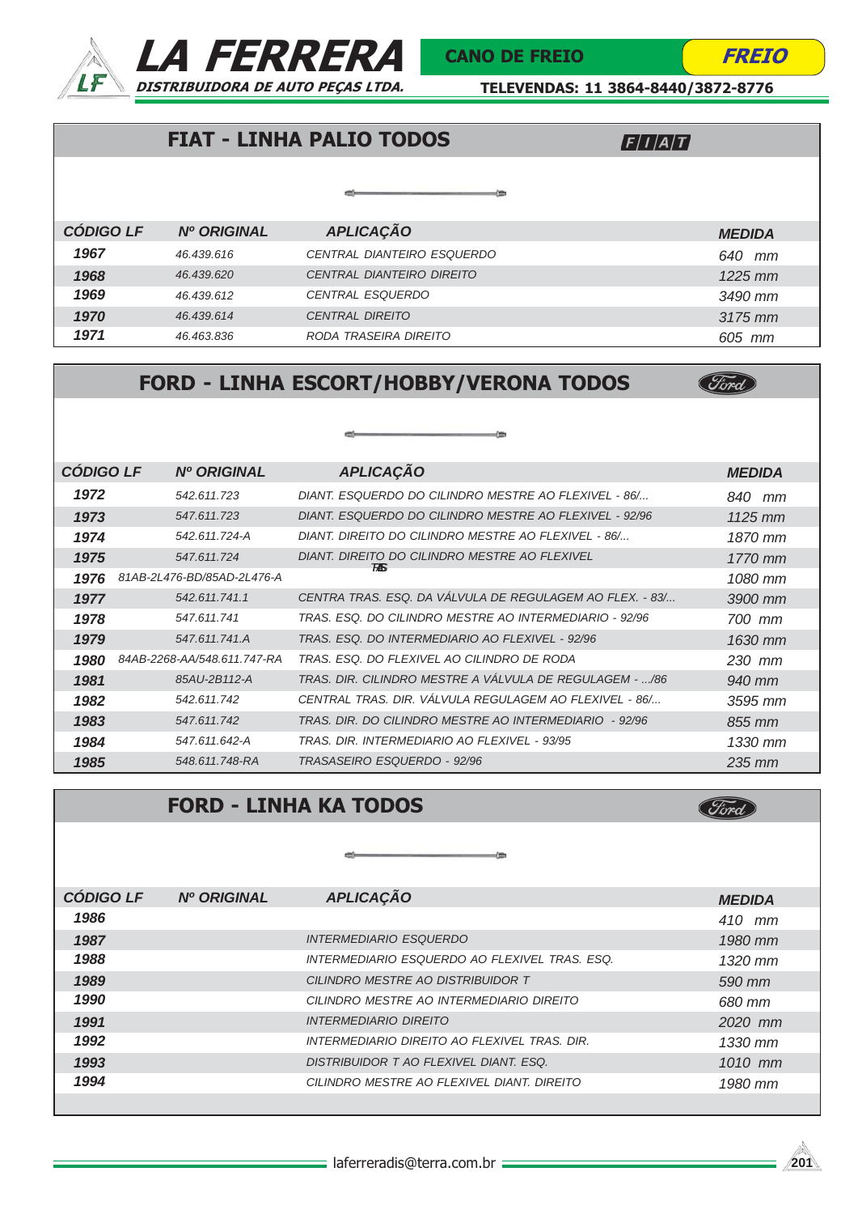# LA FERRERA

**DISTRIBUIDORA DE AUTO PEÇAS LTDA.**

**CANO DE FREIO** | **FREIO**

**TELEVENDAS: 11 3864-8440/3872-8776**

## FIAT - LINHA PALIO TODOS

| CÓDIGO LF | Nº ORIGINAL | APLICAÇÃO | MEDIDA |
|---|---|---|---|
| 1967 | 46.439.616 | CENTRAL DIANTEIRO ESQUERDO | 640 mm |
| 1968 | 46.439.620 | CENTRAL DIANTEIRO DIREITO | 1225 mm |
| 1969 | 46.439.612 | CENTRAL ESQUERDO | 3490 mm |
| 1970 | 46.439.614 | CENTRAL DIREITO | 3175 mm |
| 1971 | 46.463.836 | RODA TRASEIRA DIREITO | 605 mm |

## FORD - LINHA ESCORT/HOBBY/VERONA TODOS

| CÓDIGO LF | Nº ORIGINAL | APLICAÇÃO | MEDIDA |
|---|---|---|---|
| 1972 | 542.611.723 | DIANT. ESQUERDO DO CILINDRO MESTRE AO FLEXIVEL - 86/... | 840 mm |
| 1973 | 547.611.723 | DIANT. ESQUERDO DO CILINDRO MESTRE AO FLEXIVEL - 92/96 | 1125 mm |
| 1974 | 542.611.724-A | DIANT. DIREITO DO CILINDRO MESTRE AO FLEXIVEL - 86/... | 1870 mm |
| 1975 | 547.611.724 | DIANT. DIREITO DO CILINDRO MESTRE AO FLEXIVEL | 1770 mm |
| 1976 | 81AB-2L476-BD/85AD-2L476-A | TRAS | 1080 mm |
| 1977 | 542.611.741.1 | CENTRA TRAS. ESQ. DA VÁLVULA DE REGULAGEM AO FLEX. - 83/... | 3900 mm |
| 1978 | 547.611.741 | TRAS. ESQ. DO CILINDRO MESTRE AO INTERMEDIARIO - 92/96 | 700 mm |
| 1979 | 547.611.741.A | TRAS. ESQ. DO INTERMEDIARIO AO FLEXIVEL - 92/96 | 1630 mm |
| 1980 | 84AB-2268-AA/548.611.747-RA | TRAS. ESQ. DO FLEXIVEL AO CILINDRO DE RODA | 230 mm |
| 1981 | 85AU-2B112-A | TRAS. DIR. CILINDRO MESTRE A VÁLVULA DE REGULAGEM - .../86 | 940 mm |
| 1982 | 542.611.742 | CENTRAL TRAS. DIR. VÁLVULA REGULAGEM AO FLEXIVEL - 86/... | 3595 mm |
| 1983 | 547.611.742 | TRAS. DIR. DO CILINDRO MESTRE AO INTERMEDIARIO - 92/96 | 855 mm |
| 1984 | 547.611.642-A | TRAS. DIR. INTERMEDIARIO AO FLEXIVEL - 93/95 | 1330 mm |
| 1985 | 548.611.748-RA | TRASASEIRO ESQUERDO - 92/96 | 235 mm |

## FORD - LINHA KA TODOS

| CÓDIGO LF | Nº ORIGINAL | APLICAÇÃO | MEDIDA |
|---|---|---|---|
| 1986 | | | 410 mm |
| 1987 | | INTERMEDIARIO ESQUERDO | 1980 mm |
| 1988 | | INTERMEDIARIO ESQUERDO AO FLEXIVEL TRAS. ESQ. | 1320 mm |
| 1989 | | CILINDRO MESTRE AO DISTRIBUIDOR T | 590 mm |
| 1990 | | CILINDRO MESTRE AO INTERMEDIARIO DIREITO | 680 mm |
| 1991 | | INTERMEDIARIO DIREITO | 2020 mm |
| 1992 | | INTERMEDIARIO DIREITO AO FLEXIVEL TRAS. DIR. | 1330 mm |
| 1993 | | DISTRIBUIDOR T AO FLEXIVEL DIANT. ESQ. | 1010 mm |
| 1994 | | CILINDRO MESTRE AO FLEXIVEL DIANT. DIREITO | 1980 mm |

laferreradis@terra.com.br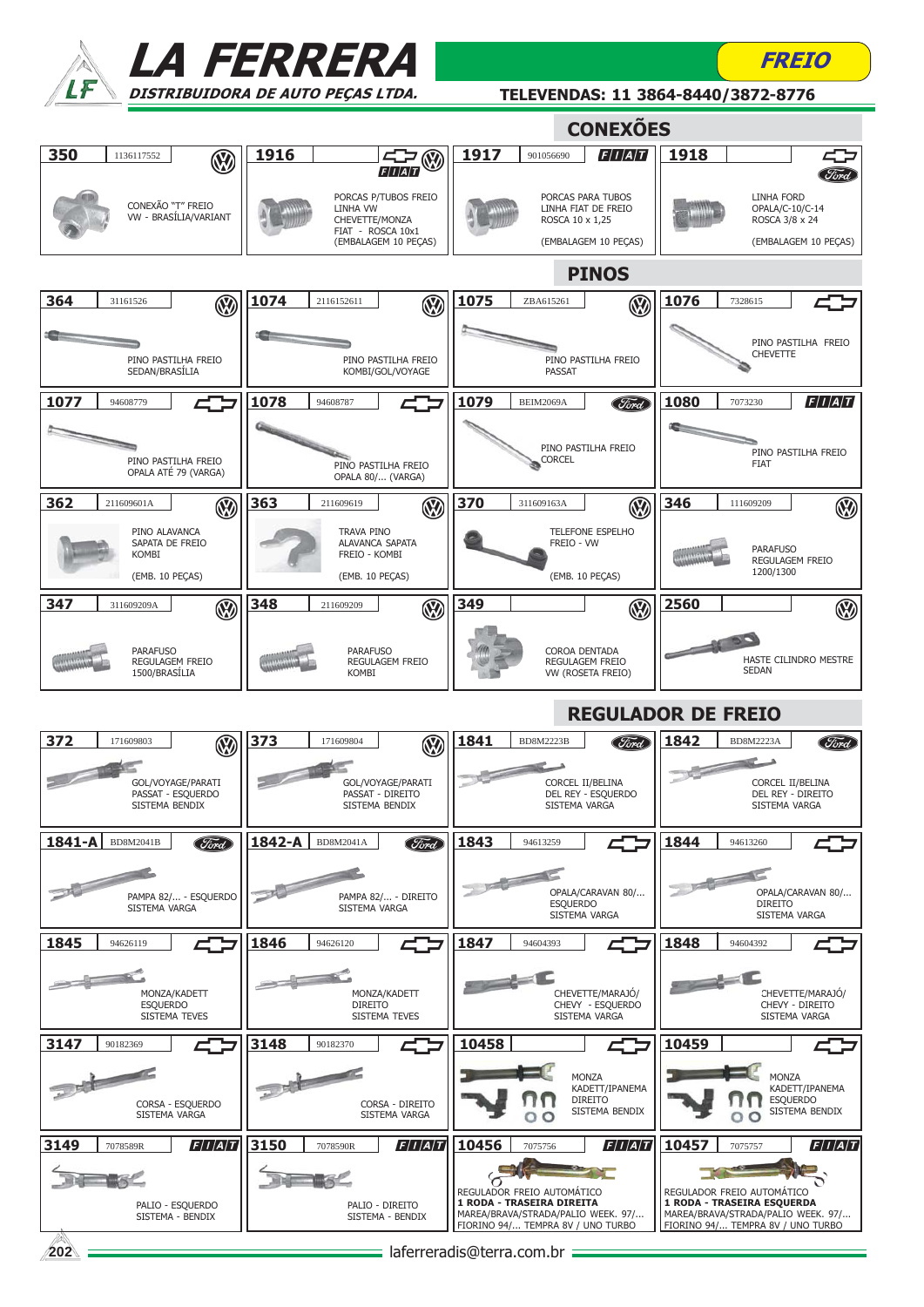# LA FERRERA

**DISTRIBUIDORA DE AUTO PEÇAS LTDA.**

**FREIO**

**TELEVENDAS: 11 3864-8440/3872-8776**

## CONEXÕES

| Código | Ref. | Marca | Descrição |
|---|---|---|---|
| 350 | 1136117552 | VW | CONEXÃO "T" FREIO VW - BRASÍLIA/VARIANT |
| 1916 | | GM / VW / FIAT | PORCAS P/TUBOS FREIO LINHA VW CHEVETTE/MONZA FIAT - ROSCA 10x1 (EMBALAGEM 10 PEÇAS) |
| 1917 | 901056690 | FIAT | PORCAS PARA TUBOS LINHA FIAT DE FREIO ROSCA 10 x 1,25 (EMBALAGEM 10 PEÇAS) |
| 1918 | | GM / Ford | LINHA FORD OPALA/C-10/C-14 ROSCA 3/8 x 24 (EMBALAGEM 10 PEÇAS) |

## PINOS

| Código | Ref. | Marca | Descrição |
|---|---|---|---|
| 364 | 31161526 | VW | PINO PASTILHA FREIO SEDAN/BRASÍLIA |
| 1074 | 2116152611 | VW | PINO PASTILHA FREIO KOMBI/GOL/VOYAGE |
| 1075 | ZBA615261 | VW | PINO PASTILHA FREIO PASSAT |
| 1076 | 7328615 | GM | PINO PASTILHA FREIO CHEVETTE |
| 1077 | 94608779 | GM | PINO PASTILHA FREIO OPALA ATÉ 79 (VARGA) |
| 1078 | 94608787 | GM | PINO PASTILHA FREIO OPALA 80/... (VARGA) |
| 1079 | BEIM2069A | Ford | PINO PASTILHA FREIO CORCEL |
| 1080 | 7073230 | FIAT | PINO PASTILHA FREIO FIAT |
| 362 | 211609601A | VW | PINO ALAVANCA SAPATA DE FREIO KOMBI (EMB. 10 PEÇAS) |
| 363 | 211609619 | VW | TRAVA PINO ALAVANCA SAPATA FREIO - KOMBI (EMB. 10 PEÇAS) |
| 370 | 311609163A | VW | TELEFONE ESPELHO FREIO - VW (EMB. 10 PEÇAS) |
| 346 | 111609209 | VW | PARAFUSO REGULAGEM FREIO 1200/1300 |
| 347 | 311609209A | VW | PARAFUSO REGULAGEM FREIO 1500/BRASÍLIA |
| 348 | 211609209 | VW | PARAFUSO REGULAGEM FREIO KOMBI |
| 349 | | VW | COROA DENTADA REGULAGEM FREIO VW (ROSETA FREIO) |
| 2560 | | VW | HASTE CILINDRO MESTRE SEDAN |

## REGULADOR DE FREIO

| Código | Ref. | Marca | Descrição |
|---|---|---|---|
| 372 | 171609803 | VW | GOL/VOYAGE/PARATI PASSAT - ESQUERDO SISTEMA BENDIX |
| 373 | 171609804 | VW | GOL/VOYAGE/PARATI PASSAT - DIREITO SISTEMA BENDIX |
| 1841 | BD8M2223B | Ford | CORCEL II/BELINA DEL REY - ESQUERDO SISTEMA VARGA |
| 1842 | BD8M2223A | Ford | CORCEL II/BELINA DEL REY - DIREITO SISTEMA VARGA |
| 1841-A | BD8M2041B | Ford | PAMPA 82/... - ESQUERDO SISTEMA VARGA |
| 1842-A | BD8M2041A | Ford | PAMPA 82/... - DIREITO SISTEMA VARGA |
| 1843 | 94613259 | GM | OPALA/CARAVAN 80/... ESQUERDO SISTEMA VARGA |
| 1844 | 94613260 | GM | OPALA/CARAVAN 80/... DIREITO SISTEMA VARGA |
| 1845 | 94626119 | GM | MONZA/KADETT ESQUERDO SISTEMA TEVES |
| 1846 | 94626120 | GM | MONZA/KADETT DIREITO SISTEMA TEVES |
| 1847 | 94604393 | GM | CHEVETTE/MARAJÓ/ CHEVY - ESQUERDO SISTEMA VARGA |
| 1848 | 94604392 | GM | CHEVETTE/MARAJÓ/ CHEVY - DIREITO SISTEMA VARGA |
| 3147 | 90182369 | GM | CORSA - ESQUERDO SISTEMA VARGA |
| 3148 | 90182370 | GM | CORSA - DIREITO SISTEMA VARGA |
| 10458 | | GM | MONZA KADETT/IPANEMA DIREITO SISTEMA BENDIX |
| 10459 | | GM | MONZA KADETT/IPANEMA ESQUERDO SISTEMA BENDIX |
| 3149 | 7078589R | FIAT | PALIO - ESQUERDO SISTEMA - BENDIX |
| 3150 | 7078590R | FIAT | PALIO - DIREITO SISTEMA - BENDIX |
| 10456 | 7075756 | FIAT | REGULADOR FREIO AUTOMÁTICO **1 RODA - TRASEIRA DIREITA** MAREA/BRAVA/STRADA/PALIO WEEK. 97/... FIORINO 94/... TEMPRA 8V / UNO TURBO |
| 10457 | 7075757 | FIAT | REGULADOR FREIO AUTOMÁTICO **1 RODA - TRASEIRA ESQUERDA** MAREA/BRAVA/STRADA/PALIO WEEK. 97/... FIORINO 94/... TEMPRA 8V / UNO TURBO |

laferreradis@terra.com.br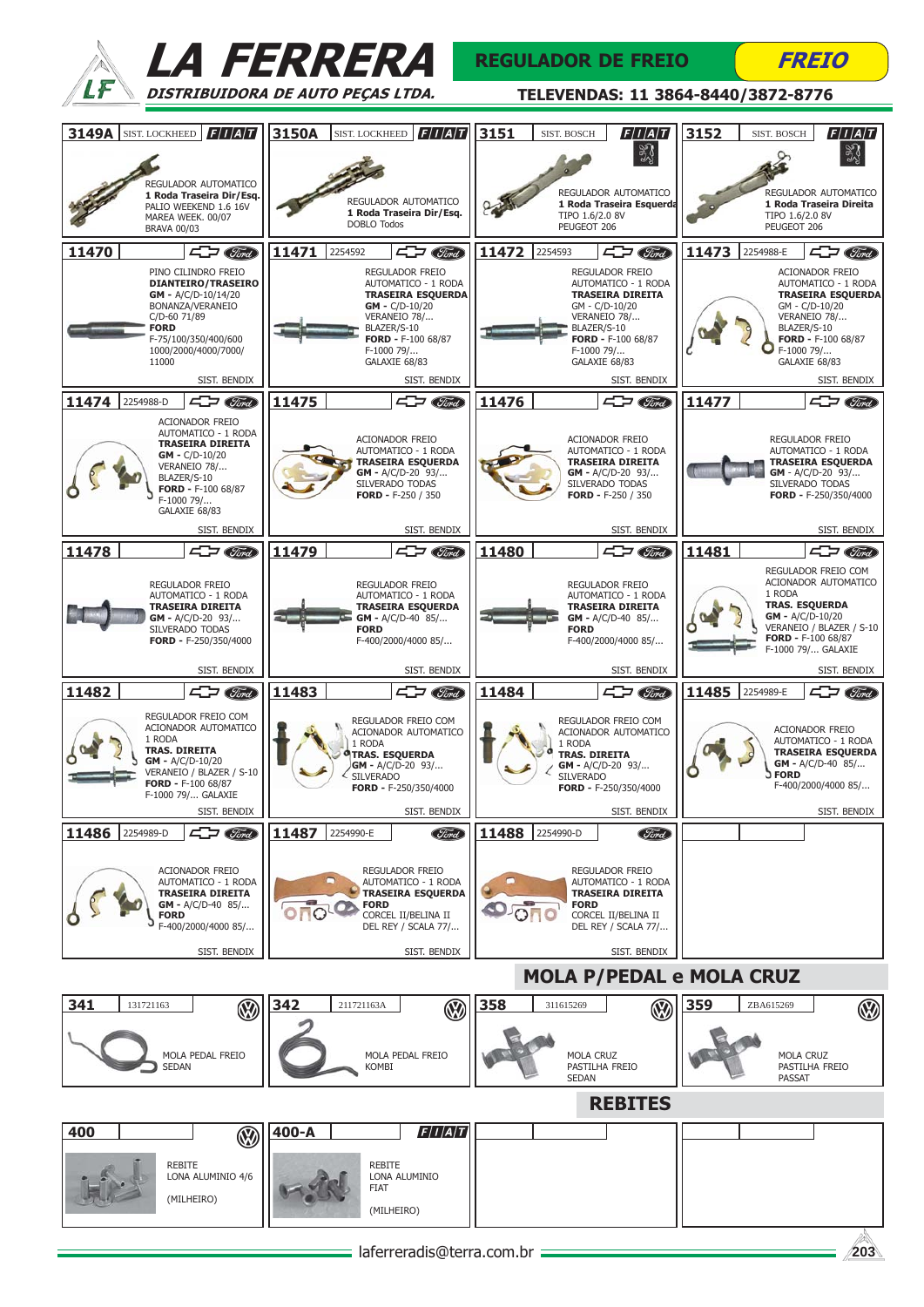# LA FERRERA

**DISTRIBUIDORA DE AUTO PEÇAS LTDA.**

## REGULADOR DE FREIO — *FREIO*

**TELEVENDAS: 11 3864-8440/3872-8776**

### 3149A — SIST. LOCKHEED — FIAT
REGULADOR AUTOMATICO
**1 Roda Traseira Dir/Esq.**
PALIO WEEKEND 1.6 16V
MAREA WEEK. 00/07
BRAVA 00/03

### 3150A — SIST. LOCKHEED — FIAT
REGULADOR AUTOMATICO
**1 Roda Traseira Dir/Esq.**
DOBLO Todos

### 3151 — SIST. BOSCH — FIAT
REGULADOR AUTOMATICO
**1 Roda Traseira Esquerda**
TIPO 1.6/2.0 8V
PEUGEOT 206

### 3152 — SIST. BOSCH — FIAT
REGULADOR AUTOMATICO
**1 Roda Traseira Direita**
TIPO 1.6/2.0 8V
PEUGEOT 206

### 11470 — Chevrolet / Ford
PINO CILINDRO FREIO
**DIANTEIRO/TRASEIRO**
**GM -** A/C/D-10/14/20
BONANZA/VERANEIO
C/D-60 71/89
**FORD**
F-75/100/350/400/600
1000/2000/4000/7000/
11000
SIST. BENDIX

### 11471 — 2254592 — Chevrolet / Ford
REGULADOR FREIO
AUTOMATICO - 1 RODA
**TRASEIRA ESQUERDA**
**GM -** C/D-10/20
VERANEIO 78/...
BLAZER/S-10
**FORD -** F-100 68/87
F-1000 79/...
GALAXIE 68/83
SIST. BENDIX

### 11472 — 2254593 — Chevrolet / Ford
REGULADOR FREIO
AUTOMATICO - 1 RODA
**TRASEIRA DIREITA**
GM - C/D-10/20
VERANEIO 78/...
BLAZER/S-10
**FORD -** F-100 68/87
F-1000 79/...
GALAXIE 68/83
SIST. BENDIX

### 11473 — 2254988-E — Chevrolet / Ford
ACIONADOR FREIO
AUTOMATICO - 1 RODA
**TRASEIRA ESQUERDA**
GM - C/D-10/20
VERANEIO 78/...
BLAZER/S-10
**FORD -** F-100 68/87
F-1000 79/...
GALAXIE 68/83
SIST. BENDIX

### 11474 — 2254988-D — Chevrolet / Ford
ACIONADOR FREIO
AUTOMATICO - 1 RODA
**TRASEIRA DIREITA**
**GM -** C/D-10/20
VERANEIO 78/...
BLAZER/S-10
**FORD -** F-100 68/87
F-1000 79/...
GALAXIE 68/83
SIST. BENDIX

### 11475 — Chevrolet / Ford
ACIONADOR FREIO
AUTOMATICO - 1 RODA
**TRASEIRA ESQUERDA**
**GM -** A/C/D-20 93/...
SILVERADO TODAS
**FORD -** F-250 / 350
SIST. BENDIX

### 11476 — Chevrolet / Ford
ACIONADOR FREIO
AUTOMATICO - 1 RODA
**TRASEIRA DIREITA**
**GM -** A/C/D-20 93/...
SILVERADO TODAS
**FORD -** F-250 / 350
SIST. BENDIX

### 11477 — Chevrolet / Ford
REGULADOR FREIO
AUTOMATICO - 1 RODA
**TRASEIRA ESQUERDA**
**GM -** A/C/D-20 93/...
SILVERADO TODAS
**FORD -** F-250/350/4000
SIST. BENDIX

### 11478 — Chevrolet / Ford
REGULADOR FREIO
AUTOMATICO - 1 RODA
**TRASEIRA DIREITA**
**GM -** A/C/D-20 93/...
SILVERADO TODAS
**FORD -** F-250/350/4000
SIST. BENDIX

### 11479 — Chevrolet / Ford
REGULADOR FREIO
AUTOMATICO - 1 RODA
**TRASEIRA ESQUERDA**
**GM -** A/C/D-40 85/...
**FORD**
F-400/2000/4000 85/...
SIST. BENDIX

### 11480 — Chevrolet / Ford
REGULADOR FREIO
AUTOMATICO - 1 RODA
**TRASEIRA DIREITA**
**GM -** A/C/D-40 85/...
**FORD**
F-400/2000/4000 85/...
SIST. BENDIX

### 11481 — Chevrolet / Ford
REGULADOR FREIO COM
ACIONADOR AUTOMATICO
1 RODA
**TRAS. ESQUERDA**
**GM -** A/C/D-10/20
VERANEIO / BLAZER / S-10
**FORD -** F-100 68/87
F-1000 79/... GALAXIE
SIST. BENDIX

### 11482 — Chevrolet / Ford
REGULADOR FREIO COM
ACIONADOR AUTOMATICO
1 RODA
**TRAS. DIREITA**
**GM -** A/C/D-10/20
VERANEIO / BLAZER / S-10
**FORD -** F-100 68/87
F-1000 79/... GALAXIE
SIST. BENDIX

### 11483 — Chevrolet / Ford
REGULADOR FREIO COM
ACIONADOR AUTOMATICO
1 RODA
**TRAS. ESQUERDA**
**GM -** A/C/D-20 93/...
SILVERADO
**FORD -** F-250/350/4000
SIST. BENDIX

### 11484 — Chevrolet / Ford
REGULADOR FREIO COM
ACIONADOR AUTOMATICO
1 RODA
**TRAS. DIREITA**
**GM -** A/C/D-20 93/...
SILVERADO
**FORD -** F-250/350/4000
SIST. BENDIX

### 11485 — 2254989-E — Chevrolet / Ford
ACIONADOR FREIO
AUTOMATICO - 1 RODA
**TRASEIRA ESQUERDA**
**GM -** A/C/D-40 85/...
**FORD**
F-400/2000/4000 85/...
SIST. BENDIX

### 11486 — 2254989-D — Chevrolet / Ford
ACIONADOR FREIO
AUTOMATICO - 1 RODA
**TRASEIRA DIREITA**
**GM -** A/C/D-40 85/...
**FORD**
F-400/2000/4000 85/...
SIST. BENDIX

### 11487 — 2254990-E — Ford
REGULADOR FREIO
AUTOMATICO - 1 RODA
**TRASEIRA ESQUERDA**
**FORD**
CORCEL II/BELINA II
DEL REY / SCALA 77/...
SIST. BENDIX

### 11488 — 2254990-D — Ford
REGULADOR FREIO
AUTOMATICO - 1 RODA
**TRASEIRA DIREITA**
**FORD**
CORCEL II/BELINA II
DEL REY / SCALA 77/...
SIST. BENDIX

## MOLA P/PEDAL e MOLA CRUZ

### 341 — 131721163 — VW
MOLA PEDAL FREIO
SEDAN

### 342 — 211721163A — VW
MOLA PEDAL FREIO
KOMBI

### 358 — 311615269 — VW
MOLA CRUZ
PASTILHA FREIO
SEDAN

### 359 — ZBA615269 — VW
MOLA CRUZ
PASTILHA FREIO
PASSAT

## REBITES

### 400 — VW
REBITE
LONA ALUMINIO 4/6
(MILHEIRO)

### 400-A — FIAT
REBITE
LONA ALUMINIO
FIAT
(MILHEIRO)

laferreradis@terra.com.br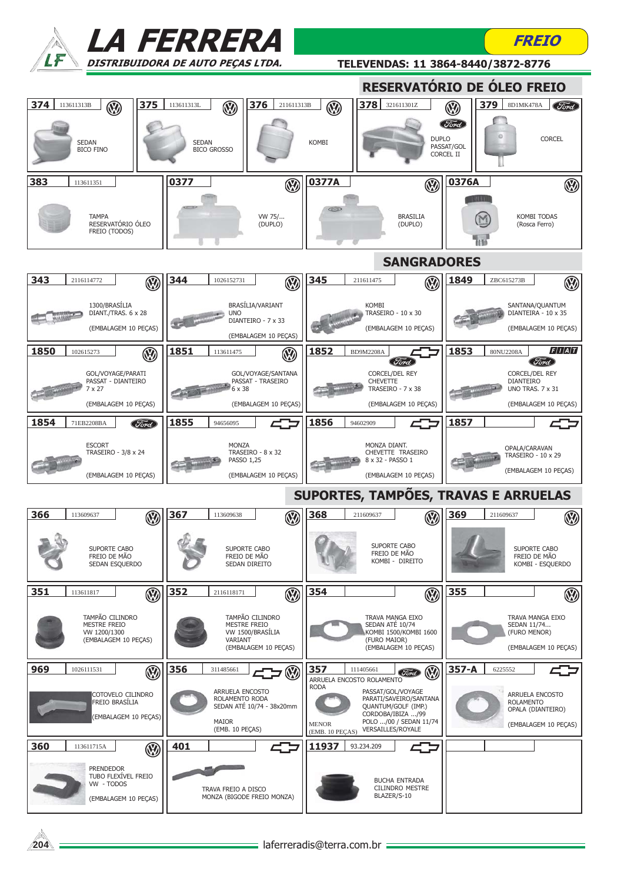# LA FERRERA

DISTRIBUIDORA DE AUTO PEÇAS LTDA.

**FREIO**

TELEVENDAS: 11 3864-8440/3872-8776

## RESERVATÓRIO DE ÓLEO FREIO

| Nº | Código | Marca | Descrição |
|---|---|---|---|
| 374 | 113611313B | VW | SEDAN BICO FINO |
| 375 | 113611313L | VW | SEDAN BICO GROSSO |
| 376 | 211611313B | VW | KOMBI |
| 378 | 321611301Z | VW / Ford | DUPLO PASSAT/GOL CORCEL II |
| 379 | 8D1MK478A | Ford | CORCEL |
| 383 | 113611351 | | TAMPA RESERVATÓRIO ÓLEO FREIO (TODOS) |
| 0377 | | VW | VW 75/... (DUPLO) |
| 0377A | | VW | BRASILIA (DUPLO) |
| 0376A | | VW | KOMBI TODAS (Rosca Ferro) |

## SANGRADORES

| Nº | Código | Marca | Descrição |
|---|---|---|---|
| 343 | 2116114772 | VW | 1300/BRASÍLIA DIANT./TRAS. 6 x 28 (EMBALAGEM 10 PEÇAS) |
| 344 | 1026152731 | VW | BRASÍLIA/VARIANT UNO DIANTEIRO - 7 x 33 (EMBALAGEM 10 PEÇAS) |
| 345 | 211611475 | VW | KOMBI TRASEIRO - 10 x 30 (EMBALAGEM 10 PEÇAS) |
| 1849 | ZBC615273B | VW | SANTANA/QUANTUM DIANTEIRA - 10 x 35 (EMBALAGEM 10 PEÇAS) |
| 1850 | 102615273 | VW | GOL/VOYAGE/PARATI PASSAT - DIANTEIRO 7 x 27 (EMBALAGEM 10 PEÇAS) |
| 1851 | 113611475 | VW | GOL/VOYAGE/SANTANA PASSAT - TRASEIRO 6 x 38 (EMBALAGEM 10 PEÇAS) |
| 1852 | BD9M2208A | Chevrolet / Ford | CORCEL/DEL REY CHEVETTE TRASEIRO - 7 x 38 (EMBALAGEM 10 PEÇAS) |
| 1853 | 80NU2208A | FIAT / Ford | CORCEL/DEL REY DIANTEIRO UNO TRAS. 7 x 31 (EMBALAGEM 10 PEÇAS) |
| 1854 | 71EB2208BA | Ford | ESCORT TRASEIRO - 3/8 x 24 (EMBALAGEM 10 PEÇAS) |
| 1855 | 94656095 | Chevrolet | MONZA TRASEIRO - 8 x 32 PASSO 1,25 (EMBALAGEM 10 PEÇAS) |
| 1856 | 94602909 | Chevrolet | MONZA DIANT. CHEVETTE TRASEIRO 8 x 32 - PASSO 1 (EMBALAGEM 10 PEÇAS) |
| 1857 | | Chevrolet | OPALA/CARAVAN TRASEIRO - 10 x 29 (EMBALAGEM 10 PEÇAS) |

## SUPORTES, TAMPÕES, TRAVAS E ARRUELAS

| Nº | Código | Marca | Descrição |
|---|---|---|---|
| 366 | 113609637 | VW | SUPORTE CABO FREIO DE MÃO SEDAN ESQUERDO |
| 367 | 113609638 | VW | SUPORTE CABO FREIO DE MÃO SEDAN DIREITO |
| 368 | 211609637 | VW | SUPORTE CABO FREIO DE MÃO KOMBI - DIREITO |
| 369 | 211609637 | VW | SUPORTE CABO FREIO DE MÃO KOMBI - ESQUERDO |
| 351 | 113611817 | VW | TAMPÃO CILINDRO MESTRE FREIO VW 1200/1300 (EMBALAGEM 10 PEÇAS) |
| 352 | 2116118171 | VW | TAMPÃO CILINDRO MESTRE FREIO VW 1500/BRASÍLIA VARIANT (EMBALAGEM 10 PEÇAS) |
| 354 | | VW | TRAVA MANGA EIXO SEDAN ATÉ 10/74 KOMBI 1500/KOMBI 1600 (FURO MAIOR) (EMBALAGEM 10 PEÇAS) |
| 355 | | VW | TRAVA MANGA EIXO SEDAN 11/74... (FURO MENOR) (EMBALAGEM 10 PEÇAS) |
| 969 | 1026111531 | VW | COTOVELO CILINDRO FREIO BRASÍLIA (EMBALAGEM 10 PEÇAS) |
| 356 | 311485661 | Chevrolet / VW | ARRUELA ENCOSTO ROLAMENTO RODA SEDAN ATÉ 10/74 - 38x20mm MAIOR (EMB. 10 PEÇAS) |
| 357 | 111405661 | Ford / VW | ARRUELA ENCOSTO ROLAMENTO RODA MENOR (EMB. 10 PEÇAS) PASSAT/GOL/VOYAGE PARATI/SAVEIRO/SANTANA QUANTUM/GOLF (IMP.) CORDOBA/IBIZA .../99 POLO .../00 / SEDAN 11/74 VERSAILLES/ROYALE |
| 357-A | 6225552 | Chevrolet | ARRUELA ENCOSTO ROLAMENTO OPALA (DIANTEIRO) (EMBALAGEM 10 PEÇAS) |
| 360 | 113611715A | VW | PRENDEDOR TUBO FLEXÍVEL FREIO VW - TODOS (EMBALAGEM 10 PEÇAS) |
| 401 | | Chevrolet | TRAVA FREIO A DISCO MONZA (BIGODE FREIO MONZA) |
| 11937 | 93.234.209 | Chevrolet | BUCHA ENTRADA CILINDRO MESTRE BLAZER/S-10 |

laferreradis@terra.com.br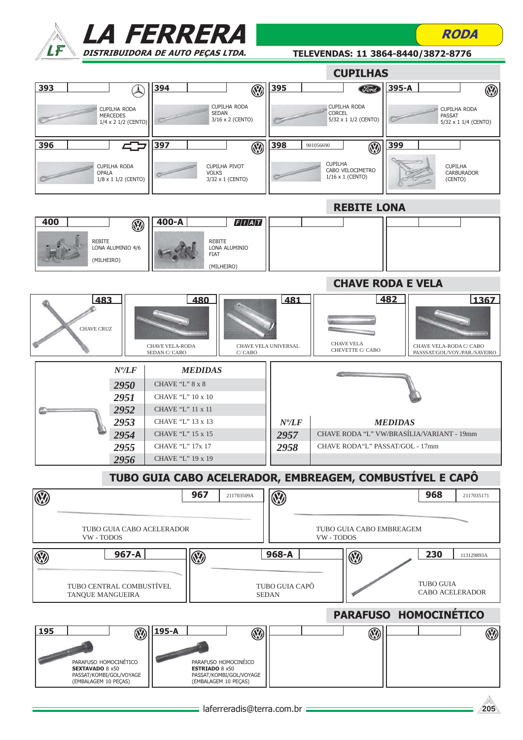# LA FERRERA

DISTRIBUIDORA DE AUTO PEÇAS LTDA.

**RODA**

TELEVENDAS: 11 3864-8440/3872-8776

## CUPILHAS

**393** — CUPILHA RODA MERCEDES 1/4 x 2 1/2 (CENTO)

**394** — CUPILHA RODA SEDAN 3/16 x 2 (CENTO)

**395** — CUPILHA RODA CORCEL 5/32 x 1 1/2 (CENTO)

**395-A** — CUPILHA RODA PASSAT 5/32 x 1 1/4 (CENTO)

**396** — CUPILHA RODA OPALA 1/8 x 1 1/2 (CENTO)

**397** — CUPILHA PIVOT VOLKS 3/32 x 1 (CENTO)

**398** — 901056690 — CUPILHA CABO VELOCIMETRO 1/16 x 1 (CENTO)

**399** — CUPILHA CARBURADOR (CENTO)

## REBITE LONA

**400** — REBITE LONA ALUMINIO 4/6 (MILHEIRO)

**400-A** — REBITE LONA ALUMINIO FIAT (MILHEIRO)

## CHAVE RODA E VELA

**483** — CHAVE CRUZ

**480** — CHAVE VELA-RODA SEDAN C/ CABO

**481** — CHAVE VELA UNIVERSAL C/ CABO

**482** — CHAVE VELA CHEVETTE C/ CABO

**1367** — CHAVE VELA-RODA C/ CABO PASSSAT/GOL/VOY./PAR./SAVEIRO

| *Nº/LF* | *MEDIDAS* |
|---|---|
| 2950 | CHAVE "L" 8 x 8 |
| 2951 | CHAVE "L" 10 x 10 |
| 2952 | CHAVE "L" 11 x 11 |
| 2953 | CHAVE "L" 13 x 13 |
| 2954 | CHAVE "L" 15 x 15 |
| 2955 | CHAVE "L" 17x 17 |
| 2956 | CHAVE "L" 19 x 19 |

| *Nº/LF* | *MEDIDAS* |
|---|---|
| 2957 | CHAVE RODA "L" VW/BRASÍLIA/VARIANT - 19mm |
| 2958 | CHAVE RODA"L" PASSAT/GOL - 17mm |

## TUBO GUIA CABO ACELERADOR, EMBREAGEM, COMBUSTÍVEL E CAPÔ

**967** — 211703509A — TUBO GUIA CABO ACELERADOR VW - TODOS

**968** — 2117035171 — TUBO GUIA CABO EMBREAGEM VW - TODOS

**967-A** — TUBO CENTRAL COMBUSTÍVEL TANQUE MANGUEIRA

**968-A** — TUBO GUIA CAPÔ SEDAN

**230** — 113129893A — TUBO GUIA CABO ACELERADOR

## PARAFUSO HOMOCINÉTICO

**195** — PARAFUSO HOMOCINÉTICO **SEXTAVADO** 8 x50 PASSAT/KOMBI/GOL/VOYAGE (EMBALAGEM 10 PEÇAS)

**195-A** — PARAFUSO HOMOCINÉICO **ESTRIADO** 8 x50 PASSAT/KOMBI/GOL/VOYAGE (EMBALAGEM 10 PEÇAS)

laferreradis@terra.com.br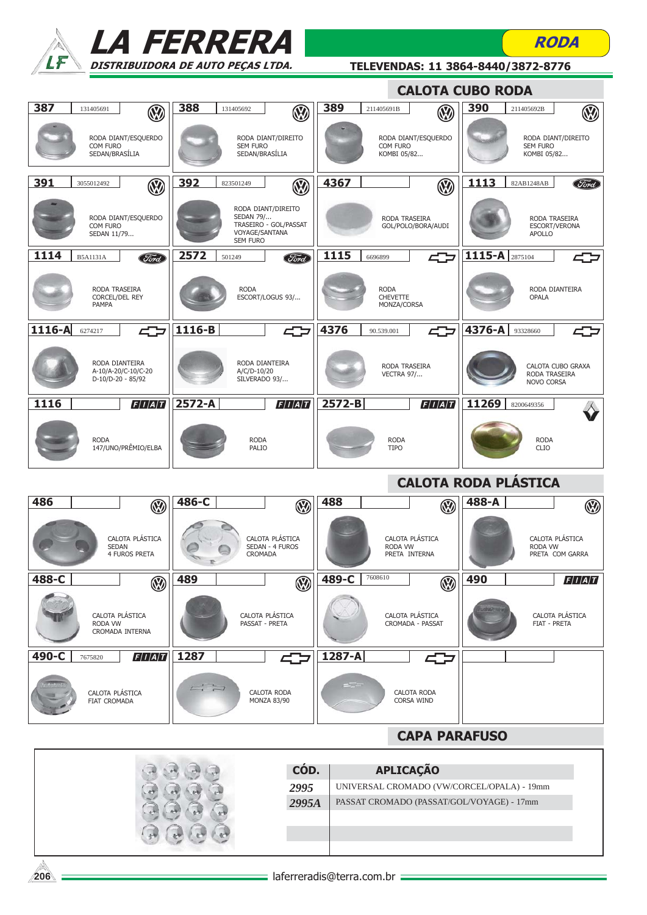# LA FERRERA

**DISTRIBUIDORA DE AUTO PEÇAS LTDA.**

**RODA**

**TELEVENDAS: 11 3864-8440/3872-8776**

## CALOTA CUBO RODA

| Código | Ref. | Marca | Aplicação |
|---|---|---|---|
| 387 | 131405691 | VW | RODA DIANT/ESQUERDO COM FURO SEDAN/BRASÍLIA |
| 388 | 131405692 | VW | RODA DIANT/DIREITO SEM FURO SEDAN/BRASÍLIA |
| 389 | 211405691B | VW | RODA DIANT/ESQUERDO COM FURO KOMBI 05/82... |
| 390 | 211405692B | VW | RODA DIANT/DIREITO SEM FURO KOMBI 05/82... |
| 391 | 3055012492 | VW | RODA DIANT/ESQUERDO COM FURO SEDAN 11/79... |
| 392 | 823501249 | VW | RODA DIANT/DIREITO SEDAN 79/... TRASEIRO - GOL/PASSAT VOYAGE/SANTANA SEM FURO |
| 4367 | | VW | RODA TRASEIRA GOL/POLO/BORA/AUDI |
| 1113 | 82AB1248AB | Ford | RODA TRASEIRA ESCORT/VERONA APOLLO |
| 1114 | B5A1131A | Ford | RODA TRASEIRA CORCEL/DEL REY PAMPA |
| 2572 | 501249 | Ford | RODA ESCORT/LOGUS 93/... |
| 1115 | 6696899 | Chevrolet | RODA CHEVETTE MONZA/CORSA |
| 1115-A | 2875104 | Chevrolet | RODA DIANTEIRA OPALA |
| 1116-A | 6274217 | Chevrolet | RODA DIANTEIRA A-10/A-20/C-10/C-20 D-10/D-20 - 85/92 |
| 1116-B | | Chevrolet | RODA DIANTEIRA A/C/D-10/20 SILVERADO 93/... |
| 4376 | 90.539.001 | Chevrolet | RODA TRASEIRA VECTRA 97/... |
| 4376-A | 93328660 | Chevrolet | CALOTA CUBO GRAXA RODA TRASEIRA NOVO CORSA |
| 1116 | | FIAT | RODA 147/UNO/PRÊMIO/ELBA |
| 2572-A | | FIAT | RODA PALIO |
| 2572-B | | FIAT | RODA TIPO |
| 11269 | 8200649356 | Renault | RODA CLIO |

## CALOTA RODA PLÁSTICA

| Código | Ref. | Marca | Aplicação |
|---|---|---|---|
| 486 | | VW | CALOTA PLÁSTICA SEDAN 4 FUROS PRETA |
| 486-C | | VW | CALOTA PLÁSTICA SEDAN - 4 FUROS CROMADA |
| 488 | | VW | CALOTA PLÁSTICA RODA VW PRETA INTERNA |
| 488-A | | VW | CALOTA PLÁSTICA RODA VW PRETA COM GARRA |
| 488-C | | VW | CALOTA PLÁSTICA RODA VW CROMADA INTERNA |
| 489 | | VW | CALOTA PLÁSTICA PASSAT - PRETA |
| 489-C | 7608610 | VW | CALOTA PLÁSTICA CROMADA - PASSAT |
| 490 | | FIAT | CALOTA PLÁSTICA FIAT - PRETA |
| 490-C | 7675820 | FIAT | CALOTA PLÁSTICA FIAT CROMADA |
| 1287 | | Chevrolet | CALOTA RODA MONZA 83/90 |
| 1287-A | | Chevrolet | CALOTA RODA CORSA WIND |

## CAPA PARAFUSO

| CÓD. | APLICAÇÃO |
|---|---|
| 2995 | UNIVERSAL CROMADO (VW/CORCEL/OPALA) - 19mm |
| 2995A | PASSAT CROMADO (PASSAT/GOL/VOYAGE) - 17mm |

laferreradis@terra.com.br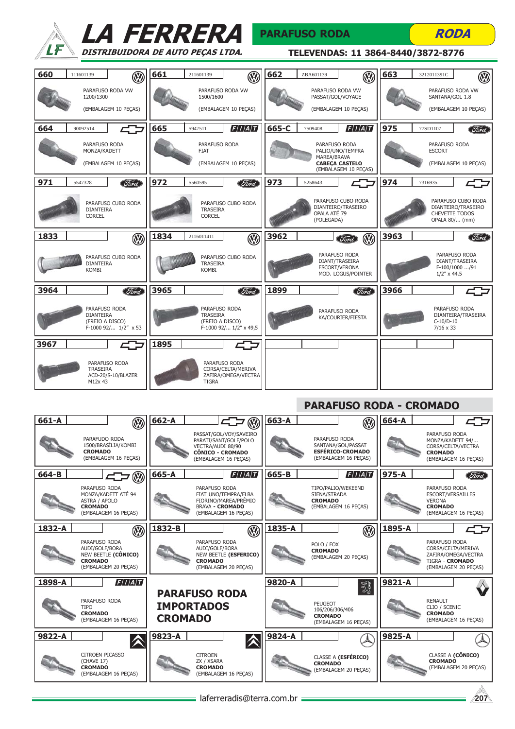# LA FERRERA
**DISTRIBUIDORA DE AUTO PEÇAS LTDA.**

## PARAFUSO RODA — RODA

**TELEVENDAS: 11 3864-8440/3872-8776**

| Código | Ref. | Marca | Descrição |
|---|---|---|---|
| 660 | 111601139 | VW | PARAFUSO RODA VW 1200/1300 (EMBALAGEM 10 PEÇAS) |
| 661 | 211601139 | VW | PARAFUSO RODA VW 1500/1600 (EMBALAGEM 10 PEÇAS) |
| 662 | ZBA601139 | VW | PARAFUSO RODA VW PASSAT/GOL/VOYAGE (EMBALAGEM 10 PEÇAS) |
| 663 | 3212011391C | VW | PARAFUSO RODA VW SANTANA/GOL 1.8 (EMBALAGEM 10 PEÇAS) |
| 664 | 90092514 | Chevrolet | PARAFUSO RODA MONZA/KADETT (EMBALAGEM 10 PEÇAS) |
| 665 | 5947511 | FIAT | PARAFUSO RODA FIAT (EMBALAGEM 10 PEÇAS) |
| 665-C | 7509408 | FIAT | PARAFUSO RODA PALIO/UNO/TEMPRA MAREA/BRAVA **CABEÇA CASTELO** (EMBALAGEM 10 PEÇAS) |
| 975 | 77SD1107 | Ford | PARAFUSO RODA ESCORT (EMBALAGEM 10 PEÇAS) |
| 971 | 5547328 | Ford | PARAFUSO CUBO RODA DIANTEIRA CORCEL |
| 972 | 5560595 | Ford | PARAFUSO CUBO RODA TRASEIRA CORCEL |
| 973 | 5258643 | Chevrolet | PARAFUSO CUBO RODA DIANTEIRO/TRASEIRO OPALA ATÉ 79 (POLEGADA) |
| 974 | 7316935 | Chevrolet | PARAFUSO CUBO RODA DIANTEIRO/TRASEIRO CHEVETTE TODOS OPALA 80/... (mm) |
| 1833 | | VW | PARAFUSO CUBO RODA DIANTEIRA KOMBI |
| 1834 | 2116011411 | VW | PARAFUSO CUBO RODA TRASEIRA KOMBI |
| 3962 | | Ford / VW | PARAFUSO RODA DIANT/TRASEIRA ESCORT/VERONA MOD. LOGUS/POINTER |
| 3963 | | Ford | PARAFUSO RODA DIANT/TRASEIRA F-100/1000 .../91 1/2" x 44.5 |
| 3964 | | Ford | PARAFUSO RODA DIANTEIRA (FREIO A DISCO) F-1000 92/... 1/2" x 53 |
| 3965 | | Ford | PARAFUSO RODA TRASEIRA (FREIO A DISCO) F-1000 92/... 1/2" x 49,5 |
| 1899 | | Ford | PARAFUSO RODA KA/COURIER/FIESTA |
| 3966 | | Chevrolet | PARAFUSO RODA DIANTEIRA/TRASEIRA C-10/D-10 7/16 x 33 |
| 3967 | | Chevrolet | PARAFUSO RODA TRASEIRA ACD-20/S-10/BLAZER M12x 43 |
| 1895 | | Chevrolet | PARAFUSO RODA CORSA/CELTA/MERIVA ZAFIRA/OMEGA/VECTRA TIGRA |

## PARAFUSO RODA - CROMADO

| Código | Marca | Descrição |
|---|---|---|
| 661-A | VW | PARAFUDO RODA 1500/BRASÍLIA/KOMBI **CROMADO** (EMBALAGEM 16 PEÇAS) |
| 662-A | Chevrolet / VW | PASSAT/GOL/VOY/SAVEIRO PARATI/SANT/GOLF/POLO VECTRA/AUDI 80/90 **CÔNICO - CROMADO** (EMBALAGEM 16 PEÇAS) |
| 663-A | VW | PARAFUSO RODA SANTANA/GOL/PASSAT **ESFÉRICO-CROMADO** (EMBALAGEM 16 PEÇAS) |
| 664-A | Chevrolet | PARAFUSO RODA MONZA/KADETT 94/... CORSA/CELTA/VECTRA **CROMADO** (EMBALAGEM 16 PEÇAS) |
| 664-B | Chevrolet / VW | PARAFUSO RODA MONZA/KADETT ATÉ 94 ASTRA / APOLO **CROMADO** (EMBALAGEM 16 PEÇAS) |
| 665-A | FIAT | PARAFUSO RODA FIAT UNO/TEMPRA/ELBA FIORINO/MAREA/PRÊMIO BRAVA - **CROMADO** (EMBALAGEM 16 PEÇAS) |
| 665-B | FIAT | TIPO/PALIO/WEKEEND SIENA/STRADA **CROMADO** (EMBALAGEM 16 PEÇAS) |
| 975-A | Ford | PARAFUSO RODA ESCORT/VERSAILLES VERONA **CROMADO** (EMBALAGEM 16 PEÇAS) |
| 1832-A | VW | PARAFUSO RODA AUDI/GOLF/BORA NEW BEETLE **(CÔNICO)** **CROMADO** (EMBALAGEM 20 PEÇAS) |
| 1832-B | VW | PARAFUSO RODA AUDI/GOLF/BORA NEW BEETLE **(ESFERICO)** **CROMADO** (EMBALAGEM 20 PEÇAS) |
| 1835-A | VW | POLO / FOX **CROMADO** (EMBALAGEM 20 PEÇAS) |
| 1895-A | Chevrolet | PARAFUSO RODA CORSA/CELTA/MERIVA ZAFIRA/OMEGA/VECTRA TIGRA - **CROMADO** (EMBALAGEM 20 PEÇAS) |
| 1898-A | FIAT | PARAFUSO RODA TIPO **CROMADO** (EMBALAGEM 16 PEÇAS) |

### PARAFUSO RODA IMPORTADOS CROMADO

| Código | Marca | Descrição |
|---|---|---|
| 9820-A | Peugeot | PEUGEOT 106/206/306/406 **CROMADO** (EMBALAGEM 16 PEÇAS) |
| 9821-A | Renault | RENAULT CLIO / SCENIC **CROMADO** (EMBALAGEM 16 PEÇAS) |
| 9822-A | Citroën | CITROEN PICASSO (CHAVE 17) **CROMADO** (EMBALAGEM 16 PEÇAS) |
| 9823-A | Citroën | CITROEN ZX / XSARA **CROMADO** (EMBALAGEM 16 PEÇAS) |
| 9824-A | Mercedes-Benz | CLASSE A **(ESFÉRICO)** **CROMADO** (EMBALAGEM 20 PEÇAS) |
| 9825-A | Mercedes-Benz | CLASSE A **(CÔNICO)** **CROMADO** (EMBALAGEM 20 PEÇAS) |

laferreradis@terra.com.br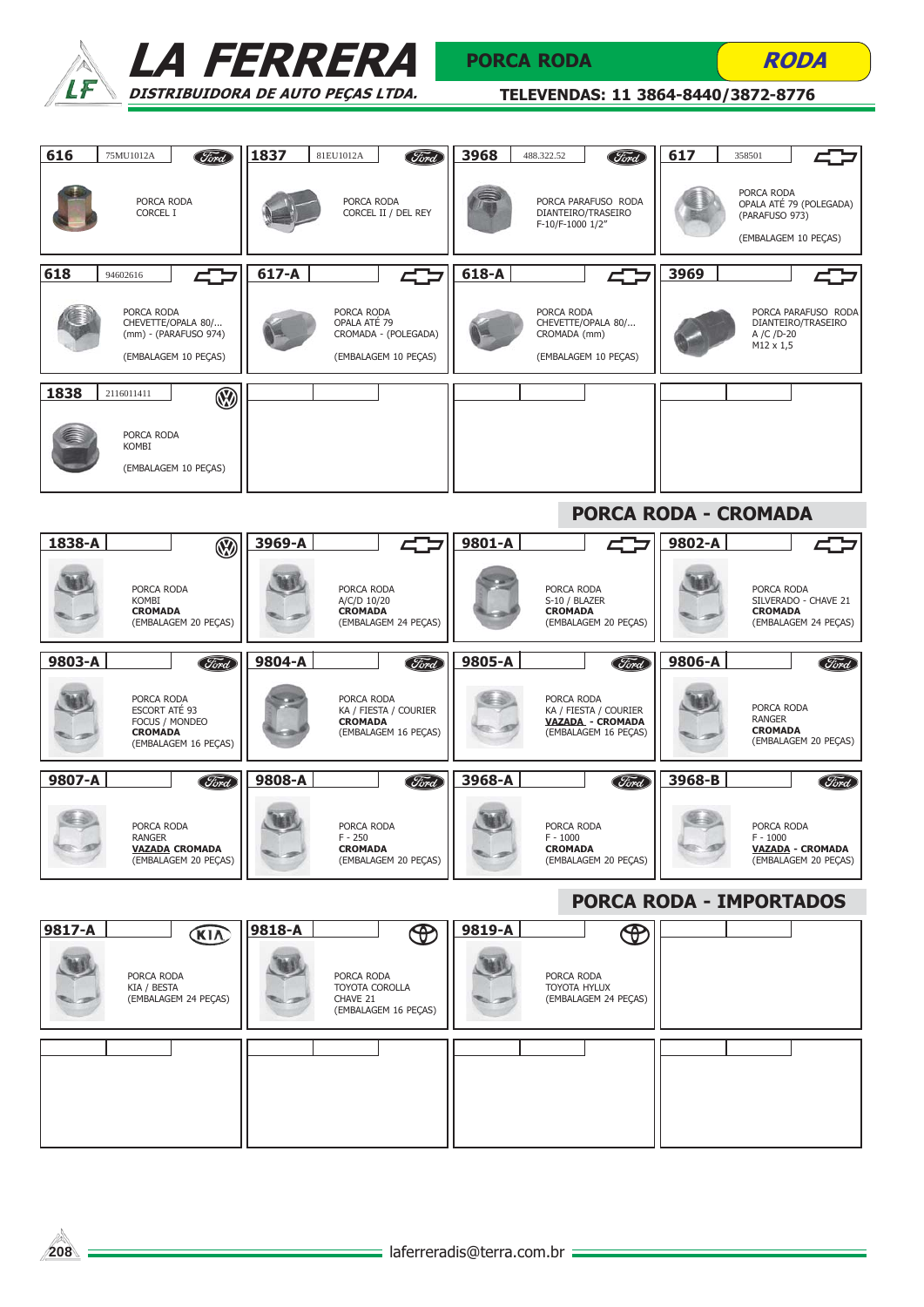# LA FERRERA

*DISTRIBUIDORA DE AUTO PEÇAS LTDA.*

**PORCA RODA** — ***RODA***

**TELEVENDAS: 11 3864-8440/3872-8776**

| Código | Ref. | Marca | Descrição |
|---|---|---|---|
| 616 | 75MU1012A | Ford | PORCA RODA CORCEL I |
| 1837 | 81EU1012A | Ford | PORCA RODA CORCEL II / DEL REY |
| 3968 | 488.322.52 | Ford | PORCA PARAFUSO RODA DIANTEIRO/TRASEIRO F-10/F-1000 1/2" |
| 617 | 358501 | Chevrolet | PORCA RODA OPALA ATÉ 79 (POLEGADA) (PARAFUSO 973) (EMBALAGEM 10 PEÇAS) |
| 618 | 94602616 | Chevrolet | PORCA RODA CHEVETTE/OPALA 80/... (mm) - (PARAFUSO 974) (EMBALAGEM 10 PEÇAS) |
| 617-A | | Chevrolet | PORCA RODA OPALA ATÉ 79 CROMADA - (POLEGADA) (EMBALAGEM 10 PEÇAS) |
| 618-A | | Chevrolet | PORCA RODA CHEVETTE/OPALA 80/... CROMADA (mm) (EMBALAGEM 10 PEÇAS) |
| 3969 | | Chevrolet | PORCA PARAFUSO RODA DIANTEIRO/TRASEIRO A /C /D-20 M12 x 1,5 |
| 1838 | 2116011411 | VW | PORCA RODA KOMBI (EMBALAGEM 10 PEÇAS) |

## PORCA RODA - CROMADA

| Código | Marca | Descrição |
|---|---|---|
| 1838-A | VW | PORCA RODA KOMBI **CROMADA** (EMBALAGEM 20 PEÇAS) |
| 3969-A | Chevrolet | PORCA RODA A/C/D 10/20 **CROMADA** (EMBALAGEM 24 PEÇAS) |
| 9801-A | Chevrolet | PORCA RODA S-10 / BLAZER **CROMADA** (EMBALAGEM 20 PEÇAS) |
| 9802-A | Chevrolet | PORCA RODA SILVERADO - CHAVE 21 **CROMADA** (EMBALAGEM 24 PEÇAS) |
| 9803-A | Ford | PORCA RODA ESCORT ATÉ 93 FOCUS / MONDEO **CROMADA** (EMBALAGEM 16 PEÇAS) |
| 9804-A | Ford | PORCA RODA KA / FIESTA / COURIER **CROMADA** (EMBALAGEM 16 PEÇAS) |
| 9805-A | Ford | PORCA RODA KA / FIESTA / COURIER **VAZADA - CROMADA** (EMBALAGEM 16 PEÇAS) |
| 9806-A | Ford | PORCA RODA RANGER **CROMADA** (EMBALAGEM 20 PEÇAS) |
| 9807-A | Ford | PORCA RODA RANGER **VAZADA CROMADA** (EMBALAGEM 20 PEÇAS) |
| 9808-A | Ford | PORCA RODA F - 250 **CROMADA** (EMBALAGEM 20 PEÇAS) |
| 3968-A | Ford | PORCA RODA F - 1000 **CROMADA** (EMBALAGEM 20 PEÇAS) |
| 3968-B | Ford | PORCA RODA F - 1000 **VAZADA - CROMADA** (EMBALAGEM 20 PEÇAS) |

## PORCA RODA - IMPORTADOS

| Código | Marca | Descrição |
|---|---|---|
| 9817-A | KIA | PORCA RODA KIA / BESTA (EMBALAGEM 24 PEÇAS) |
| 9818-A | Toyota | PORCA RODA TOYOTA COROLLA CHAVE 21 (EMBALAGEM 16 PEÇAS) |
| 9819-A | Toyota | PORCA RODA TOYOTA HYLUX (EMBALAGEM 24 PEÇAS) |

laferreradis@terra.com.br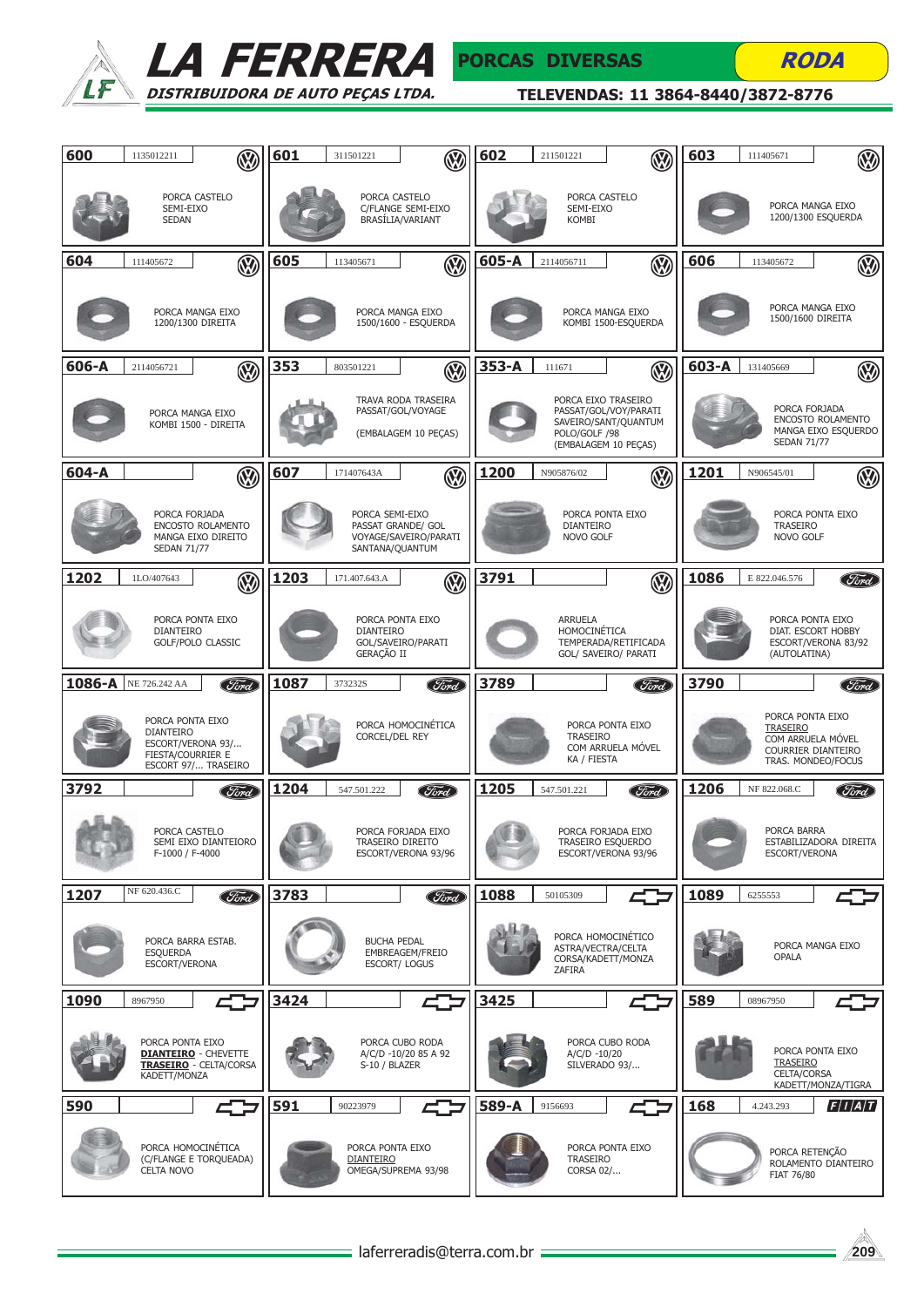# LA FERRERA

**DISTRIBUIDORA DE AUTO PEÇAS LTDA.**

**PORCAS DIVERSAS** — **RODA**

**TELEVENDAS: 11 3864-8440/3872-8776**

| Código | Referência | Marca | Descrição |
|---|---|---|---|
| 600 | 1135012211 | VW | PORCA CASTELO SEMI-EIXO SEDAN |
| 601 | 311501221 | VW | PORCA CASTELO C/FLANGE SEMI-EIXO BRASÍLIA/VARIANT |
| 602 | 211501221 | VW | PORCA CASTELO SEMI-EIXO KOMBI |
| 603 | 111405671 | VW | PORCA MANGA EIXO 1200/1300 ESQUERDA |
| 604 | 111405672 | VW | PORCA MANGA EIXO 1200/1300 DIREITA |
| 605 | 113405671 | VW | PORCA MANGA EIXO 1500/1600 - ESQUERDA |
| 605-A | 2114056711 | VW | PORCA MANGA EIXO KOMBI 1500-ESQUERDA |
| 606 | 113405672 | VW | PORCA MANGA EIXO 1500/1600 DIREITA |
| 606-A | 2114056721 | VW | PORCA MANGA EIXO KOMBI 1500 - DIREITA |
| 353 | 803501221 | VW | TRAVA RODA TRASEIRA PASSAT/GOL/VOYAGE (EMBALAGEM 10 PEÇAS) |
| 353-A | 111671 | VW | PORCA EIXO TRASEIRO PASSAT/GOL/VOY/PARATI SAVEIRO/SANT/QUANTUM POLO/GOLF /98 (EMBALAGEM 10 PEÇAS) |
| 603-A | 131405669 | VW | PORCA FORJADA ENCOSTO ROLAMENTO MANGA EIXO ESQUERDO SEDAN 71/77 |
| 604-A | | VW | PORCA FORJADA ENCOSTO ROLAMENTO MANGA EIXO DIREITO SEDAN 71/77 |
| 607 | 171407643A | VW | PORCA SEMI-EIXO PASSAT GRANDE/ GOL VOYAGE/SAVEIRO/PARATI SANTANA/QUANTUM |
| 1200 | N905876/02 | VW | PORCA PONTA EIXO DIANTEIRO NOVO GOLF |
| 1201 | N906545/01 | VW | PORCA PONTA EIXO TRASEIRO NOVO GOLF |
| 1202 | 1LO/407643 | VW | PORCA PONTA EIXO DIANTEIRO GOLF/POLO CLASSIC |
| 1203 | 171.407.643.A | VW | PORCA PONTA EIXO DIANTEIRO GOL/SAVEIRO/PARATI GERAÇÃO II |
| 3791 | | VW | ARRUELA HOMOCINÉTICA TEMPERADA/RETIFICADA GOL/ SAVEIRO/ PARATI |
| 1086 | E 822.046.576 | Ford | PORCA PONTA EIXO DIAT. ESCORT HOBBY ESCORT/VERONA 83/92 (AUTOLATINA) |
| 1086-A | NE 726.242 AA | Ford | PORCA PONTA EIXO DIANTEIRO ESCORT/VERONA 93/... FIESTA/COURRIER E ESCORT 97/... TRASEIRO |
| 1087 | 373232S | Ford | PORCA HOMOCINÉTICA CORCEL/DEL REY |
| 3789 | | Ford | PORCA PONTA EIXO TRASEIRO COM ARRUELA MÓVEL KA / FIESTA |
| 3790 | | Ford | PORCA PONTA EIXO **TRASEIRO** COM ARRUELA MÓVEL COURRIER DIANTEIRO TRAS. MONDEO/FOCUS |
| 3792 | | Ford | PORCA CASTELO SEMI EIXO DIANTEIRO F-1000 / F-4000 |
| 1204 | 547.501.222 | Ford | PORCA FORJADA EIXO TRASEIRO DIREITO ESCORT/VERONA 93/96 |
| 1205 | 547.501.221 | Ford | PORCA FORJADA EIXO TRASEIRO ESQUERDO ESCORT/VERONA 93/96 |
| 1206 | NF 822.068.C | Ford | PORCA BARRA ESTABILIZADORA DIREITA ESCORT/VERONA |
| 1207 | NF 620.436.C | Ford | PORCA BARRA ESTAB. ESQUERDA ESCORT/VERONA |
| 3783 | | Ford | BUCHA PEDAL EMBREAGEM/FREIO ESCORT/ LOGUS |
| 1088 | 50105309 | Chevrolet | PORCA HOMOCINÉTICO ASTRA/VECTRA/CELTA CORSA/KADETT/MONZA ZAFIRA |
| 1089 | 6255553 | Chevrolet | PORCA MANGA EIXO OPALA |
| 1090 | 8967950 | Chevrolet | PORCA PONTA EIXO **DIANTEIRO** - CHEVETTE **TRASEIRO** - CELTA/CORSA KADETT/MONZA |
| 3424 | | Chevrolet | PORCA CUBO RODA A/C/D -10/20 85 A 92 S-10 / BLAZER |
| 3425 | | Chevrolet | PORCA CUBO RODA A/C/D -10/20 SILVERADO 93/... |
| 589 | 08967950 | Chevrolet | PORCA PONTA EIXO **TRASEIRO** CELTA/CORSA KADETT/MONZA/TIGRA |
| 590 | | Chevrolet | PORCA HOMOCINÉTICA (C/FLANGE E TORQUEADA) CELTA NOVO |
| 591 | 90223979 | Chevrolet | PORCA PONTA EIXO **DIANTEIRO** OMEGA/SUPREMA 93/98 |
| 589-A | 9156693 | Chevrolet | PORCA PONTA EIXO TRASEIRO CORSA 02/... |
| 168 | 4.243.293 | FIAT | PORCA RETENÇÃO ROLAMENTO DIANTEIRO FIAT 76/80 |

laferreradis@terra.com.br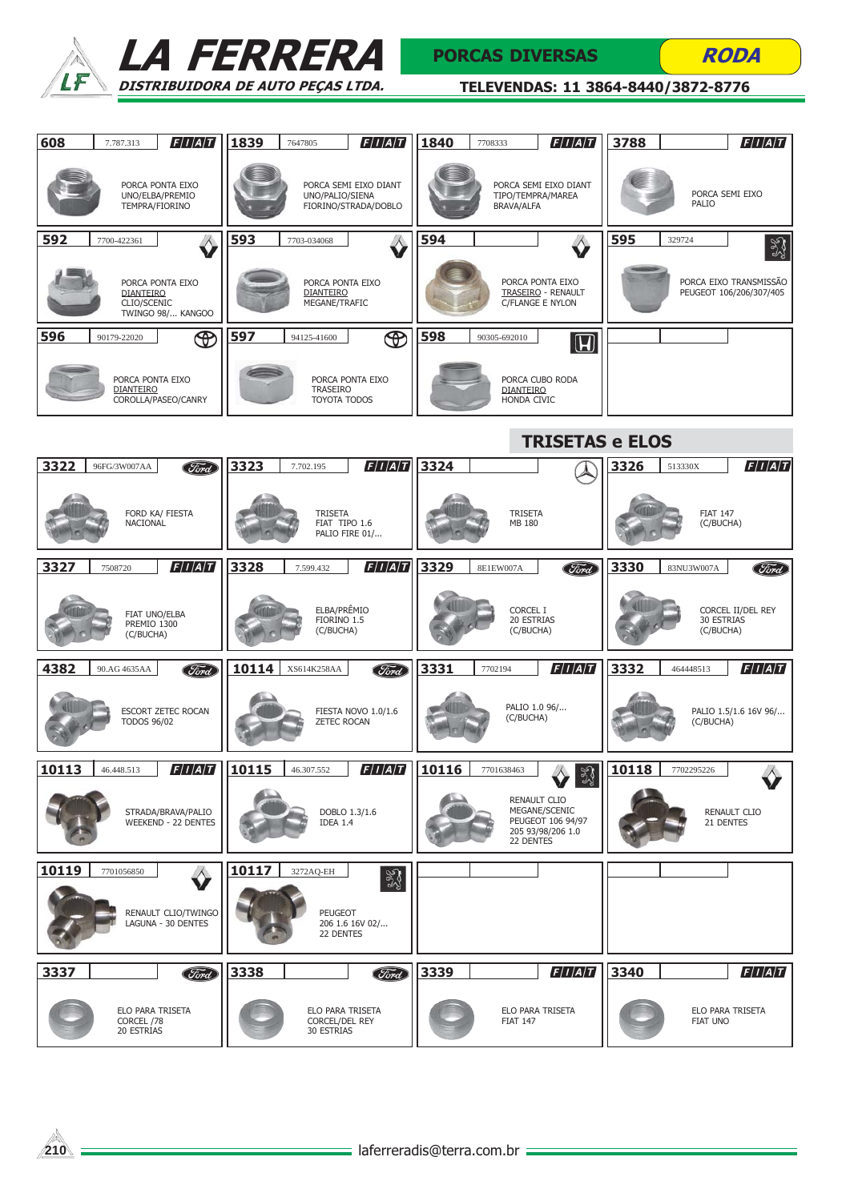# LA FERRERA

**DISTRIBUIDORA DE AUTO PEÇAS LTDA.**

## PORCAS DIVERSAS — RODA

**TELEVENDAS: 11 3864-8440/3872-8776**

| Código | Referência | Marca | Descrição |
|---|---|---|---|
| 608 | 7.787.313 | FIAT | PORCA PONTA EIXO UNO/ELBA/PREMIO TEMPRA/FIORINO |
| 1839 | 7647805 | FIAT | PORCA SEMI EIXO DIANT UNO/PALIO/SIENA FIORINO/STRADA/DOBLO |
| 1840 | 7708333 | FIAT | PORCA SEMI EIXO DIANT TIPO/TEMPRA/MAREA BRAVA/ALFA |
| 3788 | | FIAT | PORCA SEMI EIXO PALIO |
| 592 | 7700-422361 | RENAULT | PORCA PONTA EIXO DIANTEIRO CLIO/SCENIC TWINGO 98/... KANGOO |
| 593 | 7703-034068 | RENAULT | PORCA PONTA EIXO DIANTEIRO MEGANE/TRAFIC |
| 594 | | RENAULT | PORCA PONTA EIXO TRASEIRO - RENAULT C/FLANGE E NYLON |
| 595 | 329724 | PEUGEOT | PORCA EIXO TRANSMISSÃO PEUGEOT 106/206/307/405 |
| 596 | 90179-22020 | TOYOTA | PORCA PONTA EIXO DIANTEIRO COROLLA/PASEO/CANRY |
| 597 | 94125-41600 | TOYOTA | PORCA PONTA EIXO TRASEIRO TOYOTA TODOS |
| 598 | 90305-692010 | HONDA | PORCA CUBO RODA DIANTEIRO HONDA CIVIC |

## TRISETAS e ELOS

| Código | Referência | Marca | Descrição |
|---|---|---|---|
| 3322 | 96FG/3W007AA | Ford | FORD KA/ FIESTA NACIONAL |
| 3323 | 7.702.195 | FIAT | TRISETA FIAT TIPO 1.6 PALIO FIRE 01/... |
| 3324 | | Mercedes-Benz | TRISETA MB 180 |
| 3326 | 513330X | FIAT | FIAT 147 (C/BUCHA) |
| 3327 | 7508720 | FIAT | FIAT UNO/ELBA PREMIO 1300 (C/BUCHA) |
| 3328 | 7.599.432 | FIAT | ELBA/PRÊMIO FIORINO 1.5 (C/BUCHA) |
| 3329 | 8E1EW007A | Ford | CORCEL I 20 ESTRIAS (C/BUCHA) |
| 3330 | 83NU3W007A | Ford | CORCEL II/DEL REY 30 ESTRIAS (C/BUCHA) |
| 4382 | 90.AG 4635AA | Ford | ESCORT ZETEC ROCAN TODOS 96/02 |
| 10114 | XS614K258AA | Ford | FIESTA NOVO 1.0/1.6 ZETEC ROCAN |
| 3331 | 7702194 | FIAT | PALIO 1.0 96/... (C/BUCHA) |
| 3332 | 464448513 | FIAT | PALIO 1.5/1.6 16V 96/... (C/BUCHA) |
| 10113 | 46.448.513 | FIAT | STRADA/BRAVA/PALIO WEEKEND - 22 DENTES |
| 10115 | 46.307.552 | FIAT | DOBLO 1.3/1.6 IDEA 1.4 |
| 10116 | 7701638463 | RENAULT / PEUGEOT | RENAULT CLIO MEGANE/SCENIC PEUGEOT 106 94/97 205 93/98/206 1.0 22 DENTES |
| 10118 | 7702295226 | RENAULT | RENAULT CLIO 21 DENTES |
| 10119 | 7701056850 | RENAULT | RENAULT CLIO/TWINGO LAGUNA - 30 DENTES |
| 10117 | 3272AQ-EH | PEUGEOT | PEUGEOT 206 1.6 16V 02/... 22 DENTES |
| 3337 | | Ford | ELO PARA TRISETA CORCEL /78 20 ESTRIAS |
| 3338 | | Ford | ELO PARA TRISETA CORCEL/DEL REY 30 ESTRIAS |
| 3339 | | FIAT | ELO PARA TRISETA FIAT 147 |
| 3340 | | FIAT | ELO PARA TRISETA FIAT UNO |

laferreradis@terra.com.br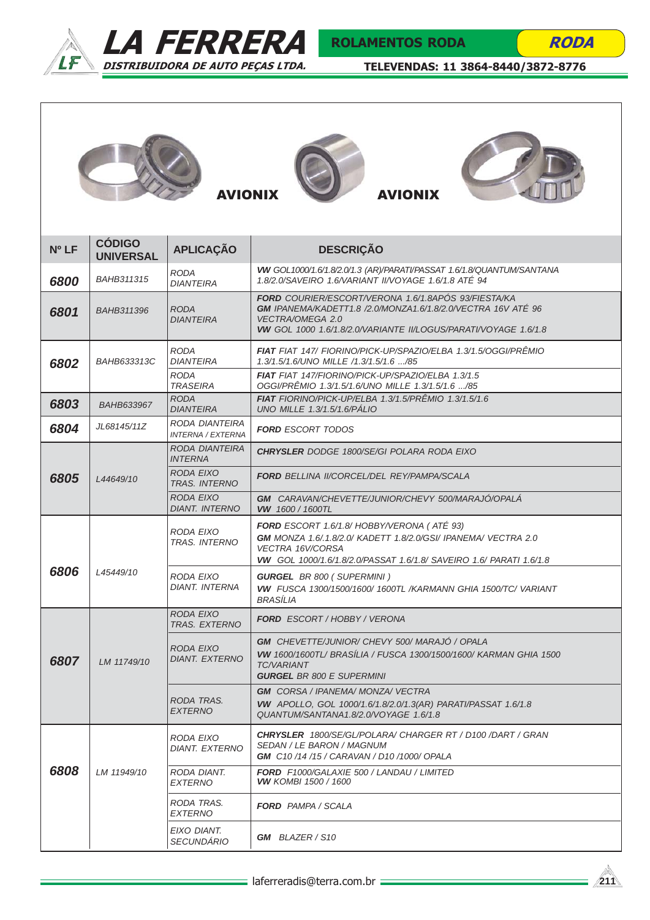# LA FERRERA

**DISTRIBUIDORA DE AUTO PEÇAS LTDA.**

**ROLAMENTOS RODA** — **RODA**

**TELEVENDAS: 11 3864-8440/3872-8776**

**AVIONIX** **AVIONIX**

| Nº LF | CÓDIGO UNIVERSAL | APLICAÇÃO | DESCRIÇÃO |
|---|---|---|---|
| **6800** | BAHB311315 | RODA DIANTEIRA | **VW** GOL1000/1.6/1.8/2.0/1.3 (AR)/PARATI/PASSAT 1.6/1.8/QUANTUM/SANTANA 1.8/2.0/SAVEIRO 1.6/VARIANT II/VOYAGE 1.6/1.8 ATÉ 94 |
| **6801** | BAHB311396 | RODA DIANTEIRA | **FORD** COURIER/ESCORT/VERONA 1.6/1.8APÓS 93/FIESTA/KA<br>**GM** IPANEMA/KADETT1.8 /2.0/MONZA1.6/1.8/2.0/VECTRA 16V ATÉ 96 VECTRA/OMEGA 2.0<br>**VW** GOL 1000 1.6/1.8/2.0/VARIANTE II/LOGUS/PARATI/VOYAGE 1.6/1.8 |
| **6802** | BAHB633313C | RODA DIANTEIRA | **FIAT** FIAT 147/ FIORINO/PICK-UP/SPAZIO/ELBA 1.3/1.5/OGGI/PRÊMIO 1.3/1.5/1.6/UNO MILLE /1.3/1.5/1.6 .../85 |
| | | RODA TRASEIRA | **FIAT** FIAT 147/FIORINO/PICK-UP/SPAZIO/ELBA 1.3/1.5 OGGI/PRÊMIO 1.3/1.5/1.6/UNO MILLE 1.3/1.5/1.6 .../85 |
| **6803** | BAHB633967 | RODA DIANTEIRA | **FIAT** FIORINO/PICK-UP/ELBA 1.3/1.5/PRÊMIO 1.3/1.5/1.6 UNO MILLE 1.3/1.5/1.6/PÁLIO |
| **6804** | JL68145/11Z | RODA DIANTEIRA INTERNA / EXTERNA | **FORD** ESCORT TODOS |
| **6805** | L44649/10 | RODA DIANTEIRA INTERNA | **CHRYSLER** DODGE 1800/SE/GI POLARA RODA EIXO |
| | | RODA EIXO TRAS. INTERNO | **FORD** BELLINA II/CORCEL/DEL REY/PAMPA/SCALA |
| | | RODA EIXO DIANT. INTERNO | **GM** CARAVAN/CHEVETTE/JUNIOR/CHEVY 500/MARAJÓ/OPALÁ<br>**VW** 1600 / 1600TL |
| **6806** | L45449/10 | RODA EIXO TRAS. INTERNO | **FORD** ESCORT 1.6/1.8/ HOBBY/VERONA ( ATÉ 93)<br>**GM** MONZA 1.6/.1.8/2.0/ KADETT 1.8/2.0/GSI/ IPANEMA/ VECTRA 2.0 VECTRA 16V/CORSA<br>**VW** GOL 1000/1.6/1.8/2.0/PASSAT 1.6/1.8/ SAVEIRO 1.6/ PARATI 1.6/1.8 |
| | | RODA EIXO DIANT. INTERNA | **GURGEL** BR 800 ( SUPERMINI )<br>**VW** FUSCA 1300/1500/1600/ 1600TL /KARMANN GHIA 1500/TC/ VARIANT BRASÍLIA |
| **6807** | LM 11749/10 | RODA EIXO TRAS. EXTERNO | **FORD** ESCORT / HOBBY / VERONA |
| | | RODA EIXO DIANT. EXTERNO | **GM** CHEVETTE/JUNIOR/ CHEVY 500/ MARAJÓ / OPALA<br>**VW** 1600/1600TL/ BRASÍLIA / FUSCA 1300/1500/1600/ KARMAN GHIA 1500 TC/VARIANT<br>**GURGEL** BR 800 E SUPERMINI |
| | | RODA TRAS. EXTERNO | **GM** CORSA / IPANEMA/ MONZA/ VECTRA<br>**VW** APOLLO, GOL 1000/1.6/1.8/2.0/1.3(AR) PARATI/PASSAT 1.6/1.8 QUANTUM/SANTANA1.8/2.0/VOYAGE 1.6/1.8 |
| **6808** | LM 11949/10 | RODA EIXO DIANT. EXTERNO | **CHRYSLER** 1800/SE/GL/POLARA/ CHARGER RT / D100 /DART / GRAN SEDAN / LE BARON / MAGNUM<br>**GM** C10 /14 /15 / CARAVAN / D10 /1000/ OPALA |
| | | RODA DIANT. EXTERNO | **FORD** F1000/GALAXIE 500 / LANDAU / LIMITED<br>**VW** KOMBI 1500 / 1600 |
| | | RODA TRAS. EXTERNO | **FORD** PAMPA / SCALA |
| | | EIXO DIANT. SECUNDÁRIO | **GM** BLAZER / S10 |

laferreradis@terra.com.br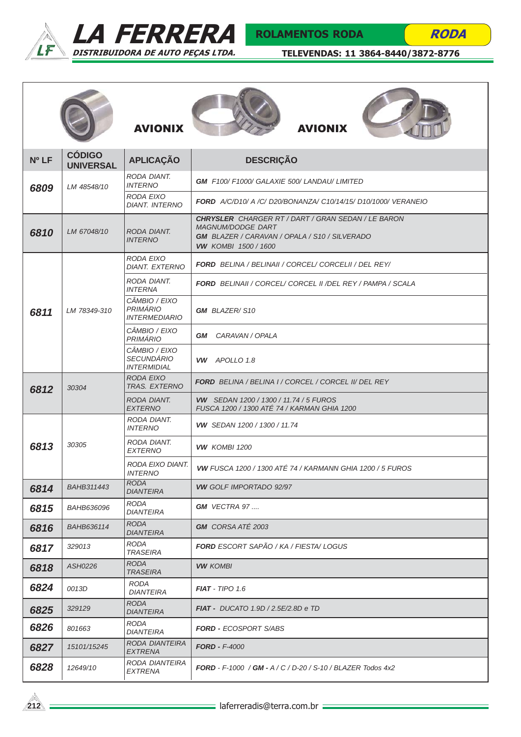# LA FERRERA

**DISTRIBUIDORA DE AUTO PEÇAS LTDA.**

**ROLAMENTOS RODA** — **RODA**

**TELEVENDAS: 11 3864-8440/3872-8776**

**AVIONIX** **AVIONIX**

| Nº LF | CÓDIGO UNIVERSAL | APLICAÇÃO | DESCRIÇÃO |
|---|---|---|---|
| **6809** | LM 48548/10 | RODA DIANT. INTERNO | **GM** F100/ F1000/ GALAXIE 500/ LANDAU/ LIMITED |
| | | RODA EIXO DIANT. INTERNO | **FORD** A/C/D10/ A /C/ D20/BONANZA/ C10/14/15/ D10/1000/ VERANEIO |
| **6810** | LM 67048/10 | RODA DIANT. INTERNO | **CHRYSLER** CHARGER RT / DART / GRAN SEDAN / LE BARON MAGNUM/DODGE DART<br>**GM** BLAZER / CARAVAN / OPALA / S10 / SILVERADO<br>**VW** KOMBI 1500 / 1600 |
| **6811** | LM 78349-310 | RODA EIXO DIANT. EXTERNO | **FORD** BELINA / BELINAII / CORCEL/ CORCELII / DEL REY/ |
| | | RODA DIANT. INTERNA | **FORD** BELINAII / CORCEL/ CORCEL II /DEL REY / PAMPA / SCALA |
| | | CÂMBIO / EIXO PRIMÁRIO INTERMEDIARIO | **GM** BLAZER/ S10 |
| | | CÂMBIO / EIXO PRIMÁRIO | **GM** CARAVAN / OPALA |
| | | CÂMBIO / EIXO SECUNDÁRIO INTERMIDIAL | **VW** APOLLO 1.8 |
| **6812** | 30304 | RODA EIXO TRAS. EXTERNO | **FORD** BELINA / BELINA I / CORCEL / CORCEL II/ DEL REY |
| | | RODA DIANT. EXTERNO | **VW** SEDAN 1200 / 1300 / 11.74 / 5 FUROS<br>FUSCA 1200 / 1300 ATÉ 74 / KARMAN GHIA 1200 |
| **6813** | 30305 | RODA DIANT. INTERNO | **VW** SEDAN 1200 / 1300 / 11.74 |
| | | RODA DIANT. EXTERNO | **VW** KOMBI 1200 |
| | | RODA EIXO DIANT. INTERNO | **VW** FUSCA 1200 / 1300 ATÉ 74 / KARMANN GHIA 1200 / 5 FUROS |
| **6814** | BAHB311443 | RODA DIANTEIRA | **VW** GOLF IMPORTADO 92/97 |
| **6815** | BAHB636096 | RODA DIANTEIRA | **GM** VECTRA 97 .... |
| **6816** | BAHB636114 | RODA DIANTEIRA | **GM** CORSA ATÉ 2003 |
| **6817** | 329013 | RODA TRASEIRA | **FORD** ESCORT SAPÃO / KA / FIESTA/ LOGUS |
| **6818** | ASH0226 | RODA TRASEIRA | **VW** KOMBI |
| **6824** | 0013D | RODA DIANTEIRA | **FIAT** - TIPO 1.6 |
| **6825** | 329129 | RODA DIANTEIRA | **FIAT** - DUCATO 1.9D / 2.5E/2.8D e TD |
| **6826** | 801663 | RODA DIANTEIRA | **FORD** - ECOSPORT S/ABS |
| **6827** | 15101/15245 | RODA DIANTEIRA EXTRENA | **FORD** - F-4000 |
| **6828** | 12649/10 | RODA DIANTEIRA EXTRENA | **FORD** - F-1000 / **GM** - A / C / D-20 / S-10 / BLAZER Todos 4x2 |

laferreradis@terra.com.br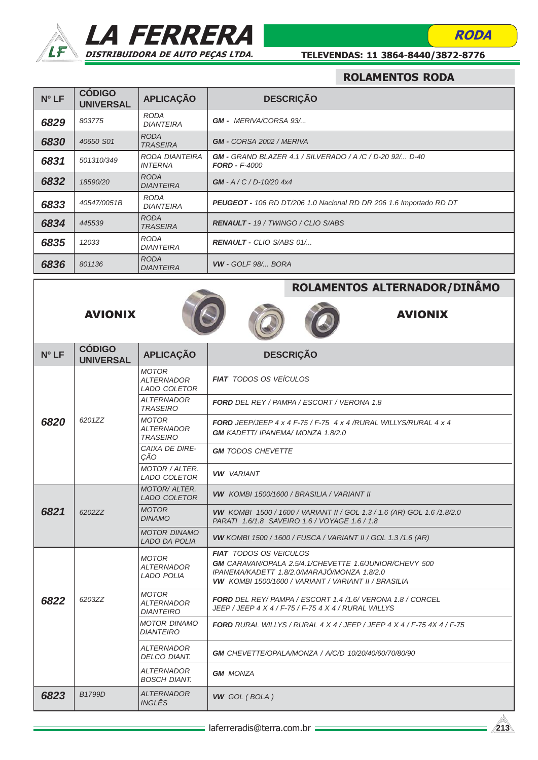# LA FERRERA
**DISTRIBUIDORA DE AUTO PEÇAS LTDA.**

**RODA**

**TELEVENDAS: 11 3864-8440/3872-8776**

## ROLAMENTOS RODA

| Nº LF | CÓDIGO UNIVERSAL | APLICAÇÃO | DESCRIÇÃO |
|---|---|---|---|
| **6829** | *803775* | *RODA DIANTEIRA* | ***GM -*** *MERIVA/CORSA 93/...* |
| **6830** | *40650 S01* | *RODA TRASEIRA* | ***GM -*** *CORSA 2002 / MERIVA* |
| **6831** | *501310/349* | *RODA DIANTEIRA INTERNA* | ***GM -*** *GRAND BLAZER 4.1 / SILVERADO / A /C / D-20 92/... D-40* ***FORD -*** *F-4000* |
| **6832** | *18590/20* | *RODA DIANTEIRA* | ***GM*** *- A / C / D-10/20 4x4* |
| **6833** | *40547/0051B* | *RODA DIANTEIRA* | ***PEUGEOT -*** *106 RD DT/206 1.0 Nacional RD DR 206 1.6 Importado RD DT* |
| **6834** | *445539* | *RODA TRASEIRA* | ***RENAULT -*** *19 / TWINGO / CLIO S/ABS* |
| **6835** | *12033* | *RODA DIANTEIRA* | ***RENAULT -*** *CLIO S/ABS 01/...* |
| **6836** | *801136* | *RODA DIANTEIRA* | ***VW -*** *GOLF 98/... BORA* |

## ROLAMENTOS ALTERNADOR/DINÂMO

**AVIONIX** **AVIONIX**

| Nº LF | CÓDIGO UNIVERSAL | APLICAÇÃO | DESCRIÇÃO |
|---|---|---|---|
| **6820** | *6201ZZ* | *MOTOR ALTERNADOR LADO COLETOR* | ***FIAT*** *TODOS OS VEÍCULOS* |
| | | *ALTERNADOR TRASEIRO* | ***FORD*** *DEL REY / PAMPA / ESCORT / VERONA 1.8* |
| | | *MOTOR ALTERNADOR TRASEIRO* | ***FORD*** *JEEP/JEEP 4 x 4 F-75 / F-75 4 x 4 /RURAL WILLYS/RURAL 4 x 4* ***GM*** *KADETT/ IPANEMA/ MONZA 1.8/2.0* |
| | | *CAIXA DE DIRE-ÇÃO* | ***GM*** *TODOS CHEVETTE* |
| | | *MOTOR / ALTER. LADO COLETOR* | ***VW*** *VARIANT* |
| **6821** | *6202ZZ* | *MOTOR/ ALTER. LADO COLETOR* | ***VW*** *KOMBI 1500/1600 / BRASILIA / VARIANT II* |
| | | *MOTOR DINAMO* | ***VW*** *KOMBI 1500 / 1600 / VARIANT II / GOL 1.3 / 1.6 (AR) GOL 1.6 /1.8/2.0 PARATI 1.6/1.8 SAVEIRO 1.6 / VOYAGE 1.6 / 1.8* |
| | | *MOTOR DINAMO LADO DA POLIA* | ***VW*** *KOMBI 1500 / 1600 / FUSCA / VARIANT II / GOL 1.3 /1.6 (AR)* |
| **6822** | *6203ZZ* | *MOTOR ALTERNADOR LADO POLIA* | ***FIAT*** *TODOS OS VEICULOS* ***GM*** *CARAVAN/OPALA 2.5/4.1/CHEVETTE 1.6/JUNIOR/CHEVY 500 IPANEMA/KADETT 1.8/2.0/MARAJÓ/MONZA 1.8/2.0* ***VW*** *KOMBI 1500/1600 / VARIANT / VARIANT II / BRASILIA* |
| | | *MOTOR ALTERNADOR DIANTEIRO* | ***FORD*** *DEL REY/ PAMPA / ESCORT 1.4 /1.6/ VERONA 1.8 / CORCEL JEEP / JEEP 4 X 4 / F-75 / F-75 4 X 4 / RURAL WILLYS* |
| | | *MOTOR DINAMO DIANTEIRO* | ***FORD*** *RURAL WILLYS / RURAL 4 X 4 / JEEP / JEEP 4 X 4 / F-75 4X 4 / F-75* |
| | | *ALTERNADOR DELCO DIANT.* | ***GM*** *CHEVETTE/OPALA/MONZA / A/C/D 10/20/40/60/70/80/90* |
| | | *ALTERNADOR BOSCH DIANT.* | ***GM*** *MONZA* |
| **6823** | *B1799D* | *ALTERNADOR INGLÊS* | ***VW*** *GOL ( BOLA )* |

laferreradis@terra.com.br